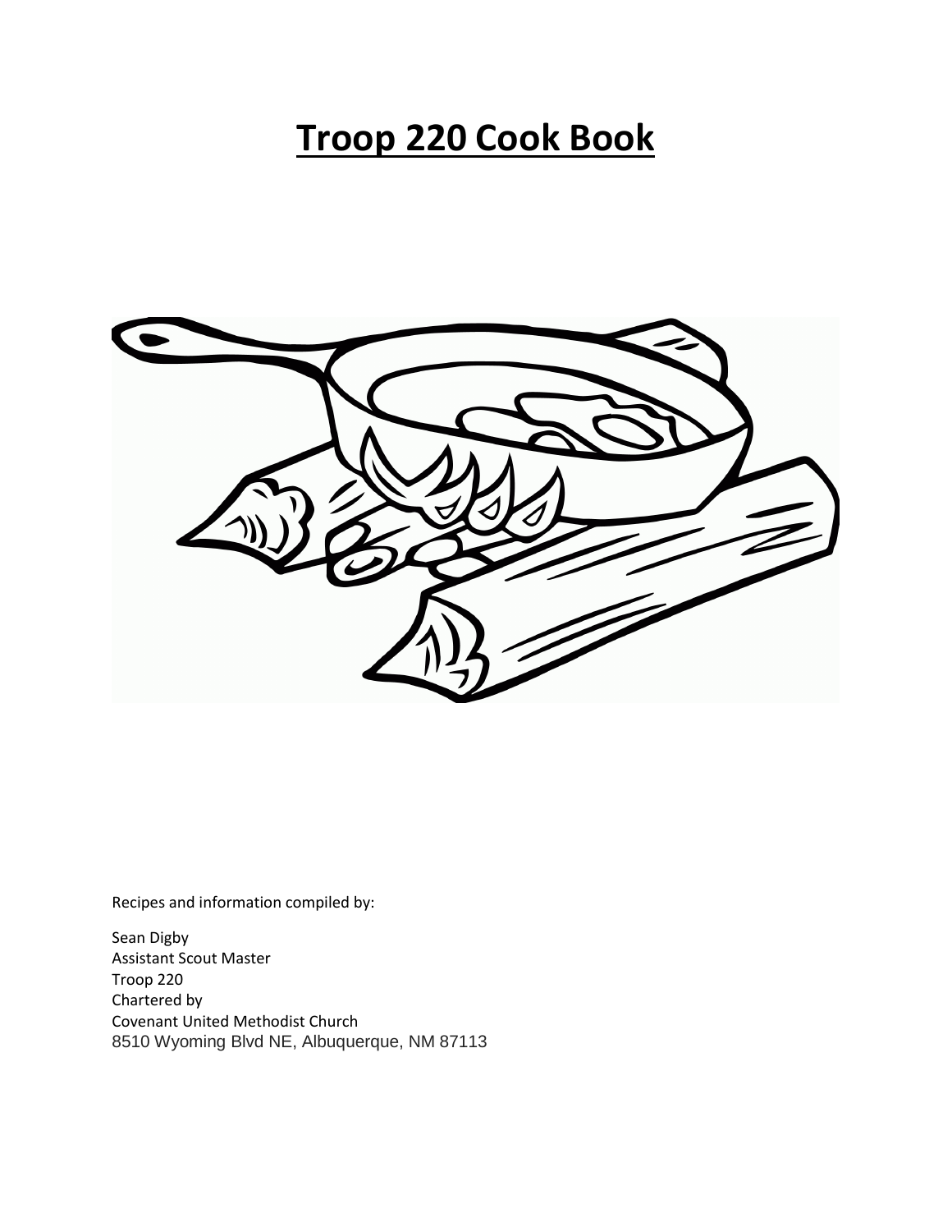# **Troop 220 Cook Book**

Recipes and information compiled by:

Sean Digby
Assistant Scout Master
Troop 220
Chartered by
Covenant United Methodist Church
8510 Wyoming Blvd NE, Albuquerque, NM 87113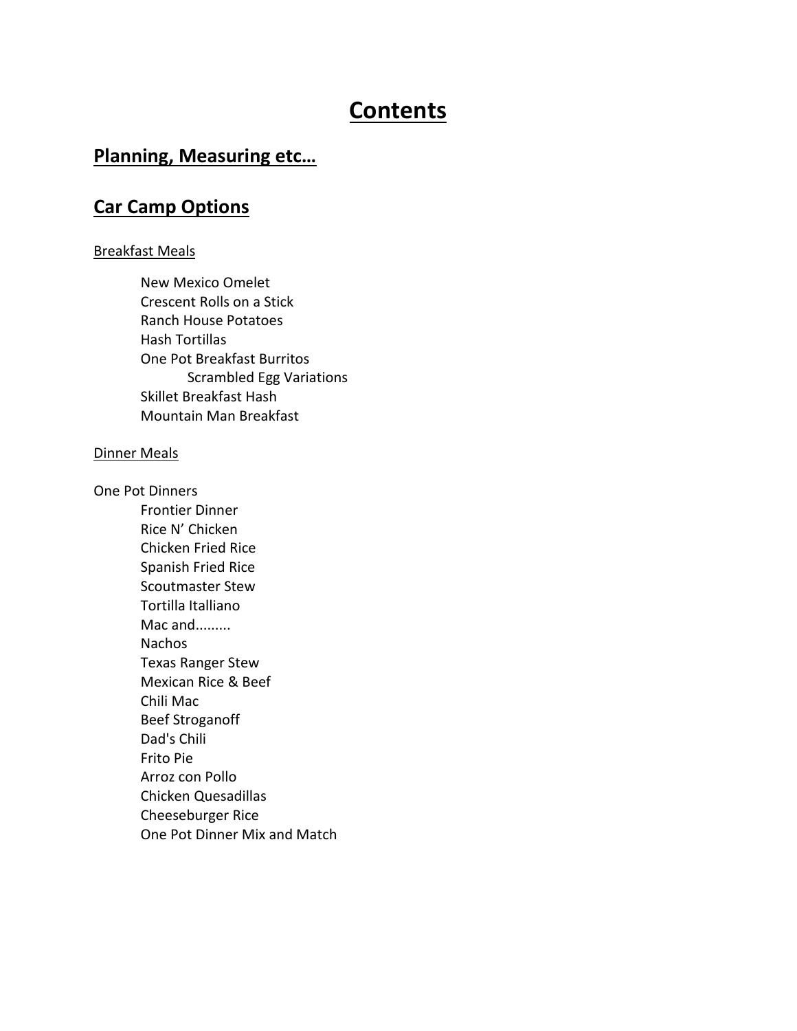# Contents

## Planning, Measuring etc…

## Car Camp Options

### Breakfast Meals

- New Mexico Omelet
- Crescent Rolls on a Stick
- Ranch House Potatoes
- Hash Tortillas
- One Pot Breakfast Burritos
  - Scrambled Egg Variations
- Skillet Breakfast Hash
- Mountain Man Breakfast

### Dinner Meals

One Pot Dinners

- Frontier Dinner
- Rice N' Chicken
- Chicken Fried Rice
- Spanish Fried Rice
- Scoutmaster Stew
- Tortilla Italliano
- Mac and.........
- Nachos
- Texas Ranger Stew
- Mexican Rice & Beef
- Chili Mac
- Beef Stroganoff
- Dad's Chili
- Frito Pie
- Arroz con Pollo
- Chicken Quesadillas
- Cheeseburger Rice
- One Pot Dinner Mix and Match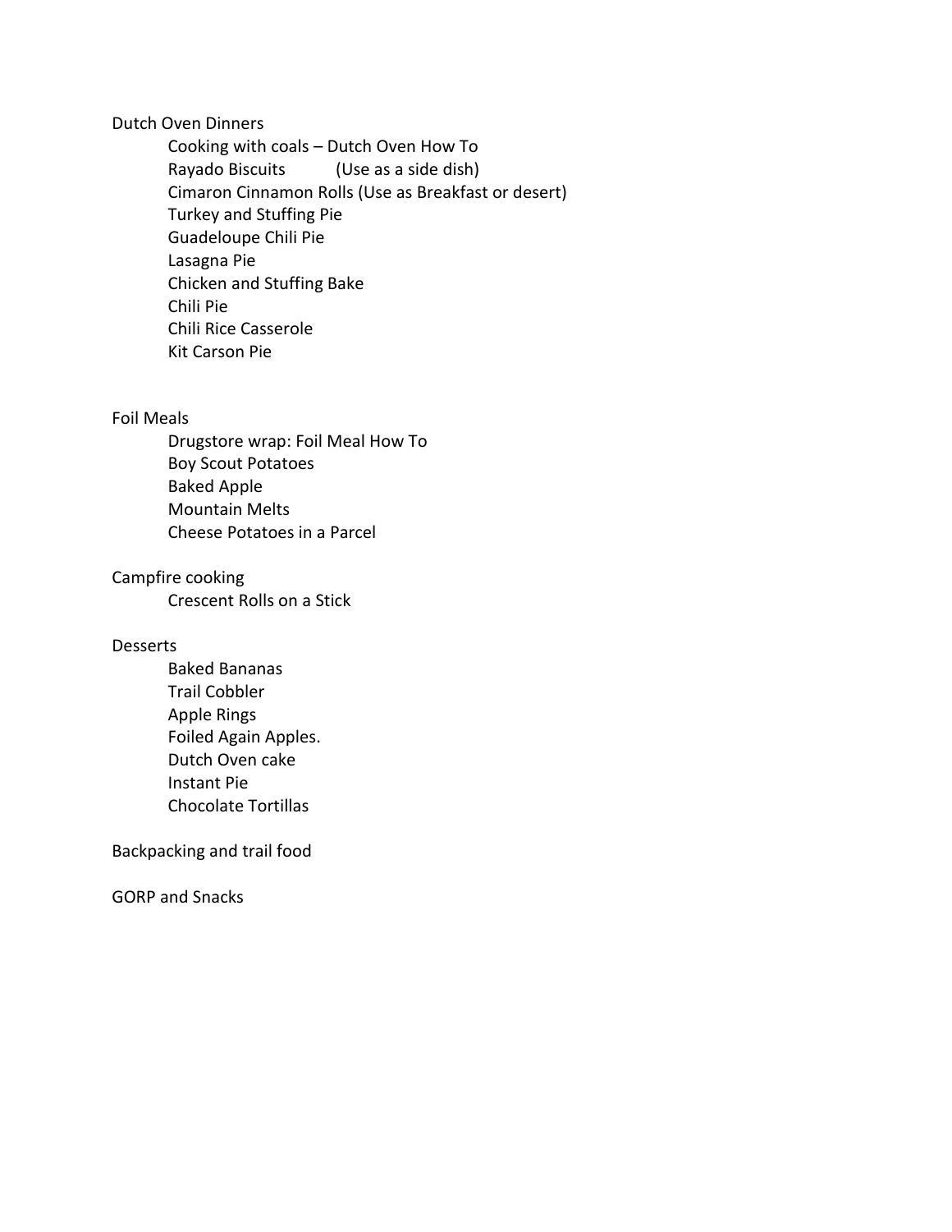Dutch Oven Dinners

- Cooking with coals – Dutch Oven How To
- Rayado Biscuits (Use as a side dish)
- Cimaron Cinnamon Rolls (Use as Breakfast or desert)
- Turkey and Stuffing Pie
- Guadeloupe Chili Pie
- Lasagna Pie
- Chicken and Stuffing Bake
- Chili Pie
- Chili Rice Casserole
- Kit Carson Pie

Foil Meals

- Drugstore wrap: Foil Meal How To
- Boy Scout Potatoes
- Baked Apple
- Mountain Melts
- Cheese Potatoes in a Parcel

Campfire cooking

- Crescent Rolls on a Stick

Desserts

- Baked Bananas
- Trail Cobbler
- Apple Rings
- Foiled Again Apples.
- Dutch Oven cake
- Instant Pie
- Chocolate Tortillas

Backpacking and trail food

GORP and Snacks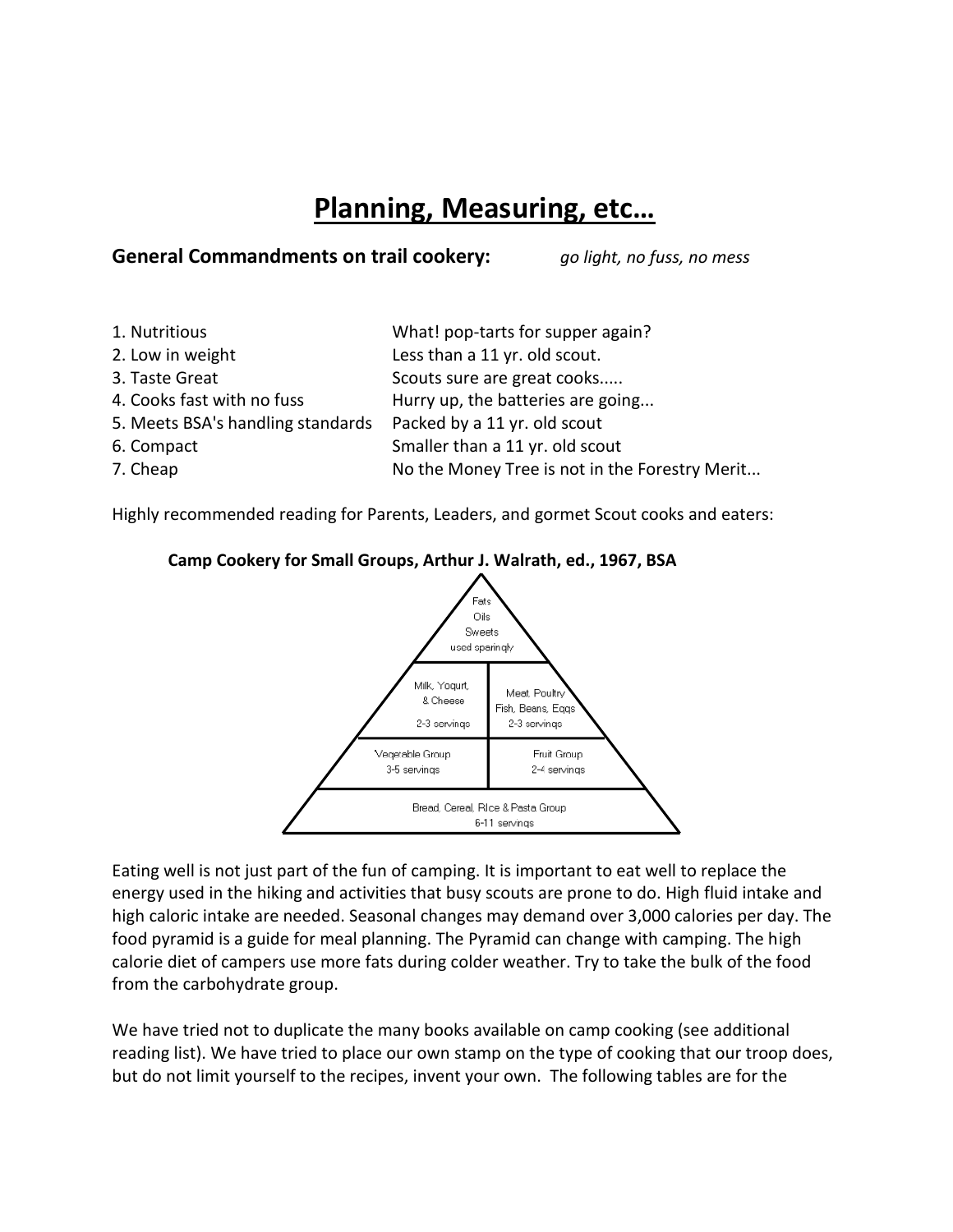# Planning, Measuring, etc…

**General Commandments on trail cookery:** *go light, no fuss, no mess*

| | |
|---|---|
| 1. Nutritious | What! pop-tarts for supper again? |
| 2. Low in weight | Less than a 11 yr. old scout. |
| 3. Taste Great | Scouts sure are great cooks..... |
| 4. Cooks fast with no fuss | Hurry up, the batteries are going... |
| 5. Meets BSA's handling standards | Packed by a 11 yr. old scout |
| 6. Compact | Smaller than a 11 yr. old scout |
| 7. Cheap | No the Money Tree is not in the Forestry Merit... |

Highly recommended reading for Parents, Leaders, and gormet Scout cooks and eaters:

**Camp Cookery for Small Groups, Arthur J. Walrath, ed., 1967, BSA**

Fats
Oils
Sweets
used sparingly

Milk, Yogurt, & Cheese
2-3 servings

Meat, Poultry
Fish, Beans, Eggs
2-3 servings

Vegetable Group
3-5 servings

Fruit Group
2-4 servings

Bread, Cereal, Rice & Pasta Group
6-11 servings

Eating well is not just part of the fun of camping. It is important to eat well to replace the energy used in the hiking and activities that busy scouts are prone to do. High fluid intake and high caloric intake are needed. Seasonal changes may demand over 3,000 calories per day. The food pyramid is a guide for meal planning. The Pyramid can change with camping. The high calorie diet of campers use more fats during colder weather. Try to take the bulk of the food from the carbohydrate group.

We have tried not to duplicate the many books available on camp cooking (see additional reading list). We have tried to place our own stamp on the type of cooking that our troop does, but do not limit yourself to the recipes, invent your own. The following tables are for the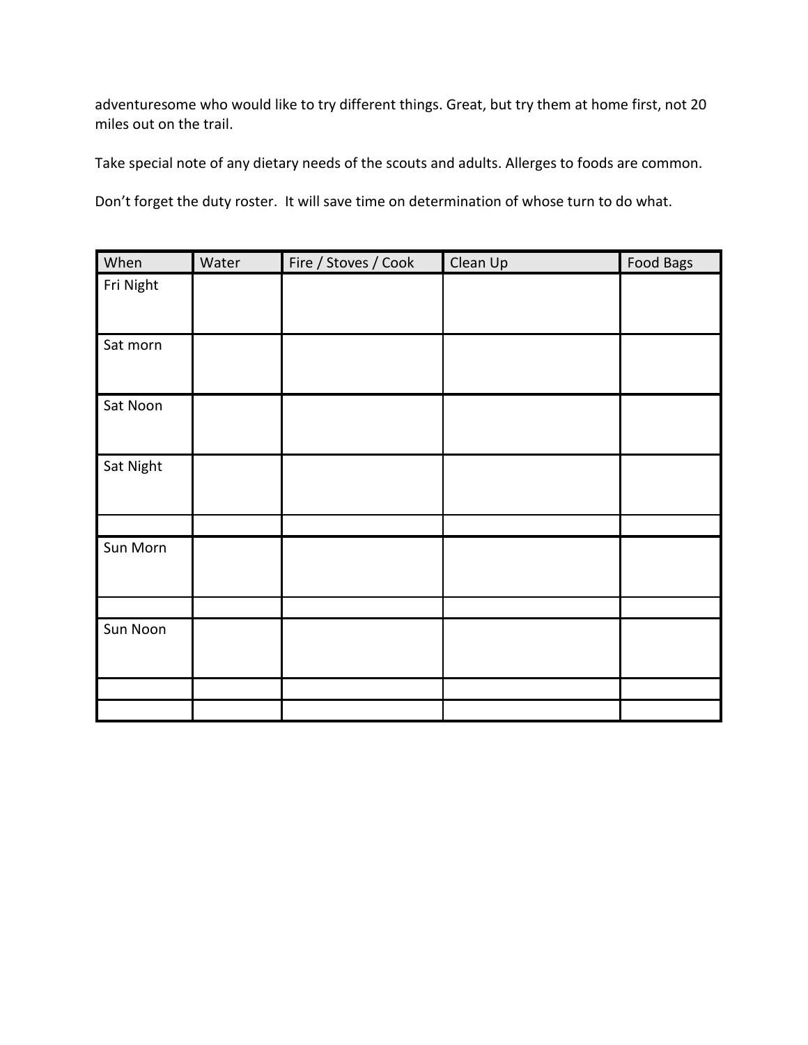adventuresome who would like to try different things. Great, but try them at home first, not 20 miles out on the trail.

Take special note of any dietary needs of the scouts and adults. Allerges to foods are common.

Don't forget the duty roster. It will save time on determination of whose turn to do what.

| When | Water | Fire / Stoves / Cook | Clean Up | Food Bags |
|---|---|---|---|---|
| Fri Night | | | | |
| Sat morn | | | | |
| Sat Noon | | | | |
| Sat Night | | | | |
| | | | | |
| Sun Morn | | | | |
| | | | | |
| Sun Noon | | | | |
| | | | | |
| | | | | |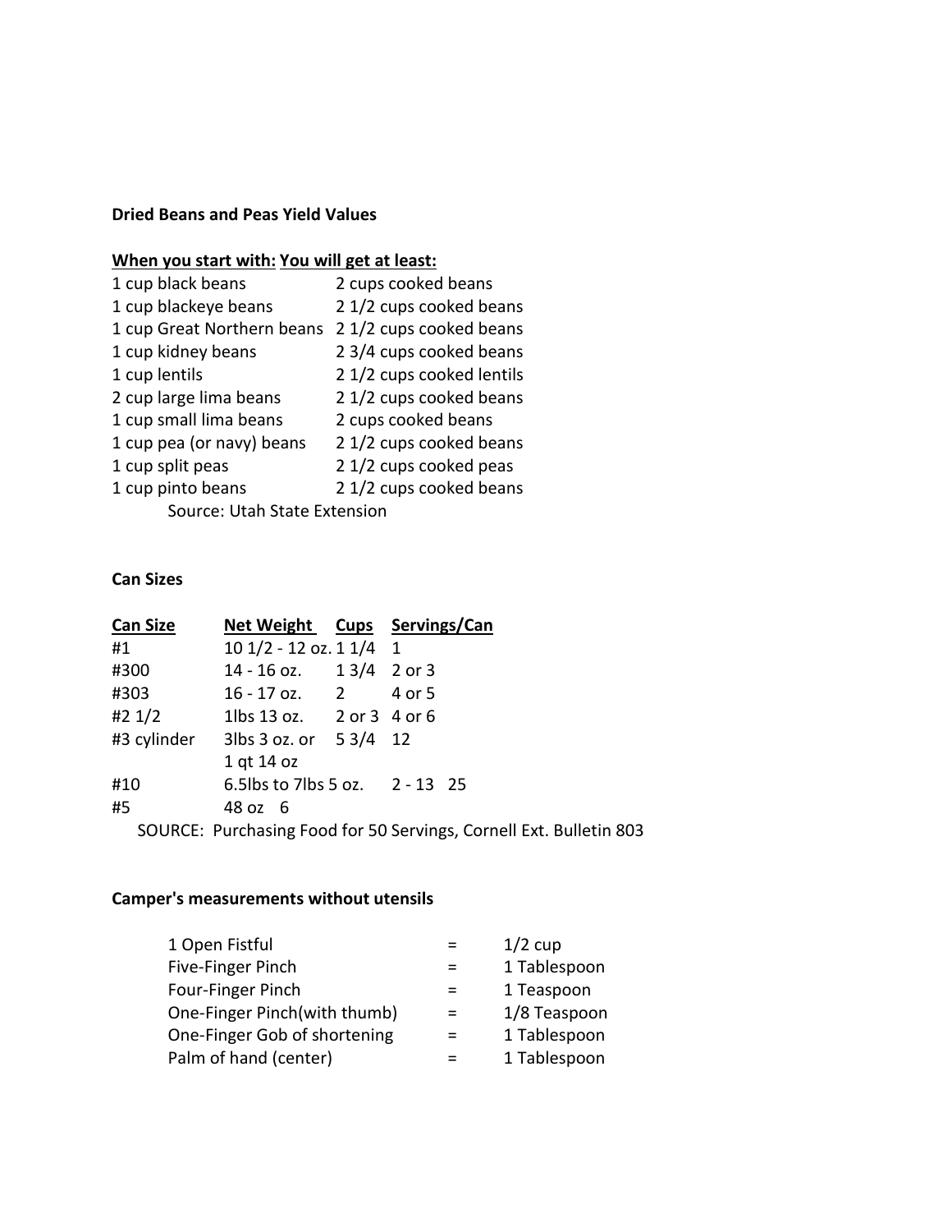**Dried Beans and Peas Yield Values**

| When you start with: | You will get at least: |
|---|---|
| 1 cup black beans | 2 cups cooked beans |
| 1 cup blackeye beans | 2 1/2 cups cooked beans |
| 1 cup Great Northern beans | 2 1/2 cups cooked beans |
| 1 cup kidney beans | 2 3/4 cups cooked beans |
| 1 cup lentils | 2 1/2 cups cooked lentils |
| 2 cup large lima beans | 2 1/2 cups cooked beans |
| 1 cup small lima beans | 2 cups cooked beans |
| 1 cup pea (or navy) beans | 2 1/2 cups cooked beans |
| 1 cup split peas | 2 1/2 cups cooked peas |
| 1 cup pinto beans | 2 1/2 cups cooked beans |

Source: Utah State Extension

**Can Sizes**

| Can Size | Net Weight | Cups | Servings/Can |
|---|---|---|---|
| #1 | 10 1/2 - 12 oz. | 1 1/4 | 1 |
| #300 | 14 - 16 oz. | 1 3/4 | 2 or 3 |
| #303 | 16 - 17 oz. | 2 | 4 or 5 |
| #2 1/2 | 1lbs 13 oz. | 2 or 3 | 4 or 6 |
| #3 cylinder | 3lbs 3 oz. or 1 qt 14 oz | 5 3/4 | 12 |
| #10 | 6.5lbs to 7lbs 5 oz. | 2 - 13 | 25 |
| #5 | 48 oz | 6 | |

SOURCE: Purchasing Food for 50 Servings, Cornell Ext. Bulletin 803

**Camper's measurements without utensils**

| | | |
|---|---|---|
| 1 Open Fistful | = | 1/2 cup |
| Five-Finger Pinch | = | 1 Tablespoon |
| Four-Finger Pinch | = | 1 Teaspoon |
| One-Finger Pinch(with thumb) | = | 1/8 Teaspoon |
| One-Finger Gob of shortening | = | 1 Tablespoon |
| Palm of hand (center) | = | 1 Tablespoon |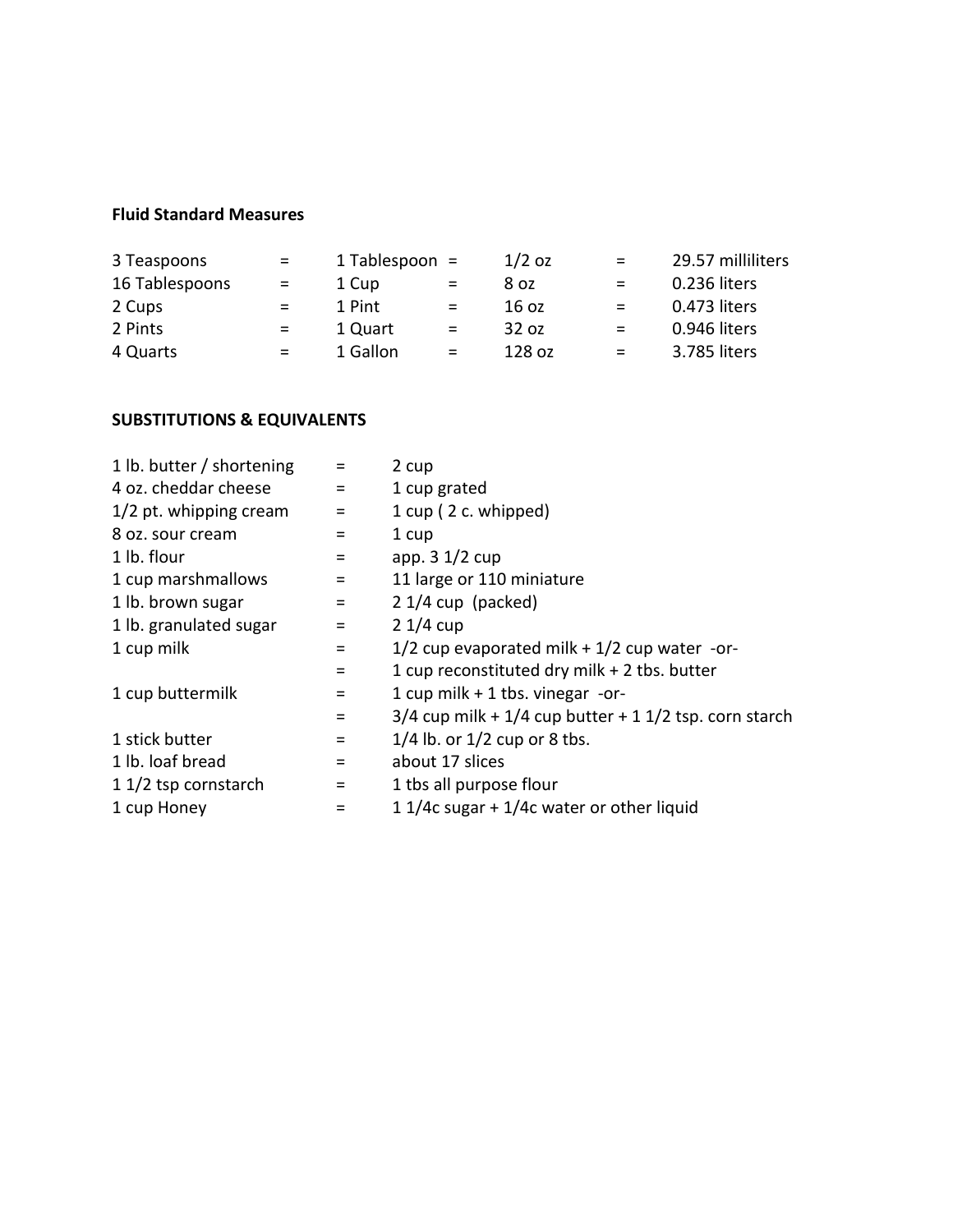**Fluid Standard Measures**

| | | | | | | | | |
|---|---|---|---|---|---|---|---|---|
| 3 Teaspoons | = | 1 Tablespoon | = | 1/2 oz | = | 29.57 milliliters |
| 16 Tablespoons | = | 1 Cup | = | 8 oz | = | 0.236 liters |
| 2 Cups | = | 1 Pint | = | 16 oz | = | 0.473 liters |
| 2 Pints | = | 1 Quart | = | 32 oz | = | 0.946 liters |
| 4 Quarts | = | 1 Gallon | = | 128 oz | = | 3.785 liters |

**SUBSTITUTIONS & EQUIVALENTS**

| | | |
|---|---|---|
| 1 lb. butter / shortening | = | 2 cup |
| 4 oz. cheddar cheese | = | 1 cup grated |
| 1/2 pt. whipping cream | = | 1 cup ( 2 c. whipped) |
| 8 oz. sour cream | = | 1 cup |
| 1 lb. flour | = | app. 3 1/2 cup |
| 1 cup marshmallows | = | 11 large or 110 miniature |
| 1 lb. brown sugar | = | 2 1/4 cup (packed) |
| 1 lb. granulated sugar | = | 2 1/4 cup |
| 1 cup milk | = | 1/2 cup evaporated milk + 1/2 cup water -or- |
| | = | 1 cup reconstituted dry milk + 2 tbs. butter |
| 1 cup buttermilk | = | 1 cup milk + 1 tbs. vinegar -or- |
| | = | 3/4 cup milk + 1/4 cup butter + 1 1/2 tsp. corn starch |
| 1 stick butter | = | 1/4 lb. or 1/2 cup or 8 tbs. |
| 1 lb. loaf bread | = | about 17 slices |
| 1 1/2 tsp cornstarch | = | 1 tbs all purpose flour |
| 1 cup Honey | = | 1 1/4c sugar + 1/4c water or other liquid |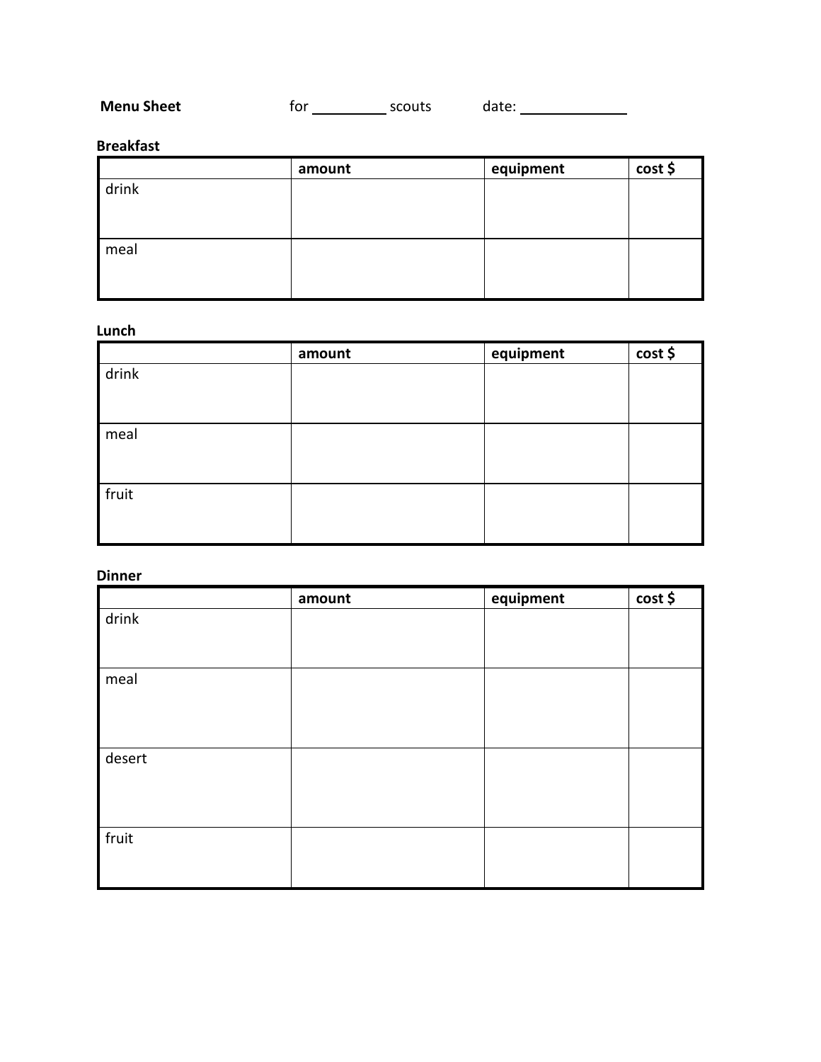**Menu Sheet** for ________ scouts date: ____________

**Breakfast**

| | amount | equipment | cost $ |
|---|---|---|---|
| drink | | | |
| meal | | | |

**Lunch**

| | amount | equipment | cost $ |
|---|---|---|---|
| drink | | | |
| meal | | | |
| fruit | | | |

**Dinner**

| | amount | equipment | cost $ |
|---|---|---|---|
| drink | | | |
| meal | | | |
| desert | | | |
| fruit | | | |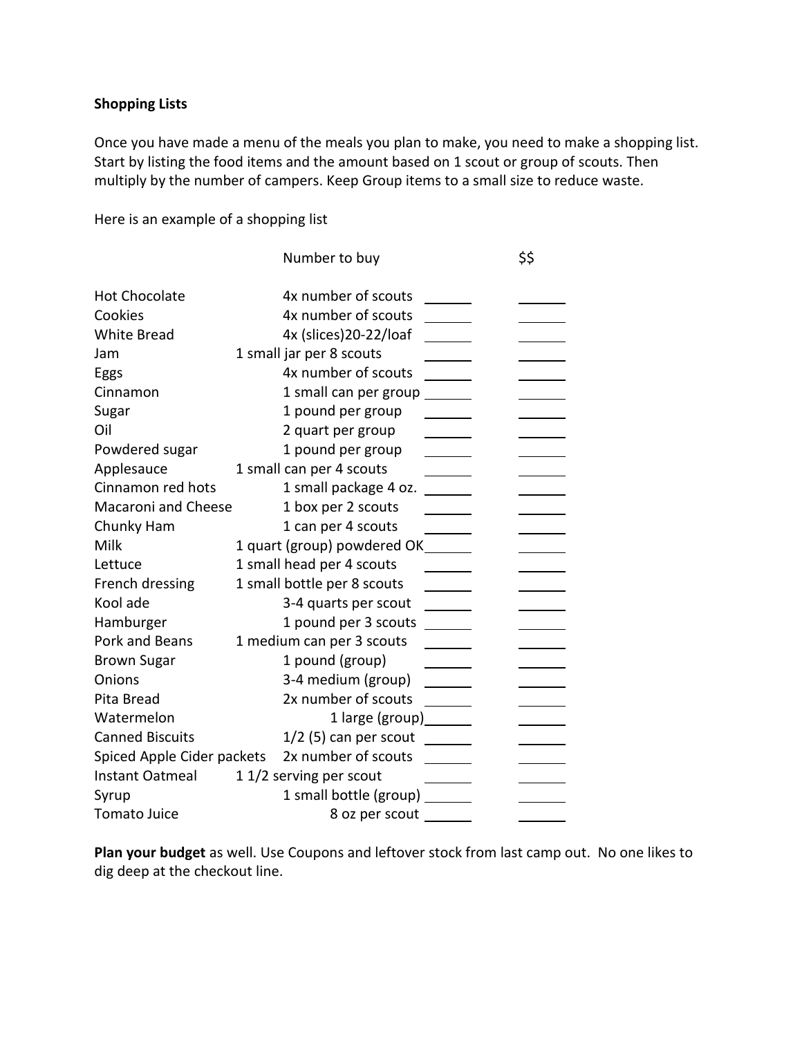**Shopping Lists**

Once you have made a menu of the meals you plan to make, you need to make a shopping list. Start by listing the food items and the amount based on 1 scout or group of scouts. Then multiply by the number of campers. Keep Group items to a small size to reduce waste.

Here is an example of a shopping list

| Item | Number to buy | | $$ |
|---|---|---|---|
| Hot Chocolate | 4x number of scouts | ______ | ______ |
| Cookies | 4x number of scouts | ______ | ______ |
| White Bread | 4x (slices)20-22/loaf | ______ | ______ |
| Jam | 1 small jar per 8 scouts | ______ | ______ |
| Eggs | 4x number of scouts | ______ | ______ |
| Cinnamon | 1 small can per group | ______ | ______ |
| Sugar | 1 pound per group | ______ | ______ |
| Oil | 2 quart per group | ______ | ______ |
| Powdered sugar | 1 pound per group | ______ | ______ |
| Applesauce | 1 small can per 4 scouts | ______ | ______ |
| Cinnamon red hots | 1 small package 4 oz. | ______ | ______ |
| Macaroni and Cheese | 1 box per 2 scouts | ______ | ______ |
| Chunky Ham | 1 can per 4 scouts | ______ | ______ |
| Milk | 1 quart (group) powdered OK | ______ | ______ |
| Lettuce | 1 small head per 4 scouts | ______ | ______ |
| French dressing | 1 small bottle per 8 scouts | ______ | ______ |
| Kool ade | 3-4 quarts per scout | ______ | ______ |
| Hamburger | 1 pound per 3 scouts | ______ | ______ |
| Pork and Beans | 1 medium can per 3 scouts | ______ | ______ |
| Brown Sugar | 1 pound (group) | ______ | ______ |
| Onions | 3-4 medium (group) | ______ | ______ |
| Pita Bread | 2x number of scouts | ______ | ______ |
| Watermelon | 1 large (group) | ______ | ______ |
| Canned Biscuits | 1/2 (5) can per scout | ______ | ______ |
| Spiced Apple Cider packets | 2x number of scouts | ______ | ______ |
| Instant Oatmeal | 1 1/2 serving per scout | ______ | ______ |
| Syrup | 1 small bottle (group) | ______ | ______ |
| Tomato Juice | 8 oz per scout | ______ | ______ |

**Plan your budget** as well. Use Coupons and leftover stock from last camp out. No one likes to dig deep at the checkout line.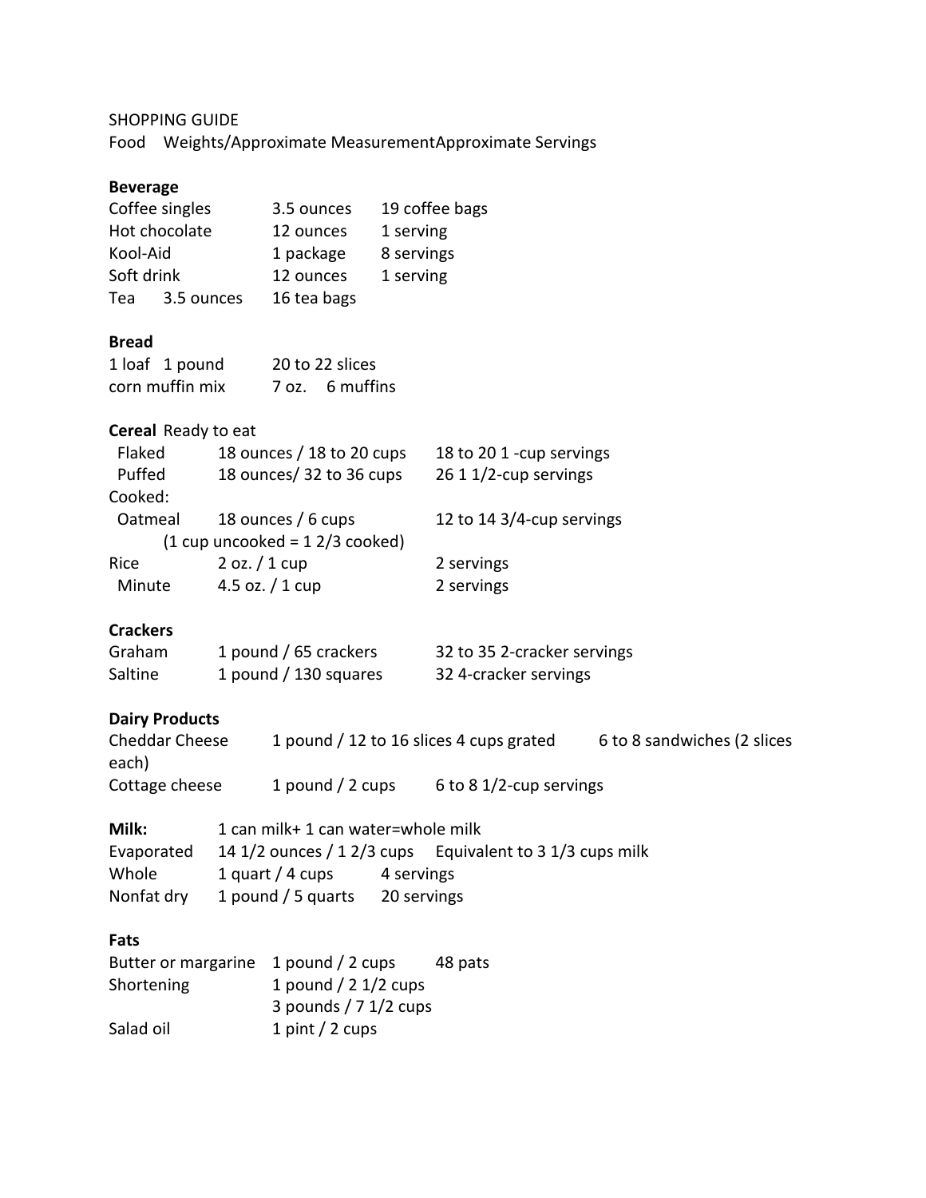SHOPPING GUIDE

Food Weights/Approximate MeasurementApproximate Servings

**Beverage**

| | | |
|---|---|---|
| Coffee singles | 3.5 ounces | 19 coffee bags |
| Hot chocolate | 12 ounces | 1 serving |
| Kool-Aid | 1 package | 8 servings |
| Soft drink | 12 ounces | 1 serving |
| Tea | 3.5 ounces | 16 tea bags |

**Bread**

| | | |
|---|---|---|
| 1 loaf | 1 pound | 20 to 22 slices |
| corn muffin mix | 7 oz. | 6 muffins |

**Cereal** Ready to eat

| | | |
|---|---|---|
| Flaked | 18 ounces / 18 to 20 cups | 18 to 20 1 -cup servings |
| Puffed | 18 ounces/ 32 to 36 cups | 26 1 1/2-cup servings |
| Cooked: | | |
| Oatmeal | 18 ounces / 6 cups<br>(1 cup uncooked = 1 2/3 cooked) | 12 to 14 3/4-cup servings |
| Rice | 2 oz. / 1 cup | 2 servings |
| Minute | 4.5 oz. / 1 cup | 2 servings |

**Crackers**

| | | |
|---|---|---|
| Graham | 1 pound / 65 crackers | 32 to 35 2-cracker servings |
| Saltine | 1 pound / 130 squares | 32 4-cracker servings |

**Dairy Products**

| | | |
|---|---|---|
| Cheddar Cheese | 1 pound / 12 to 16 slices 4 cups grated | 6 to 8 sandwiches (2 slices each) |
| Cottage cheese | 1 pound / 2 cups | 6 to 8 1/2-cup servings |

**Milk:** 1 can milk+ 1 can water=whole milk

| | | |
|---|---|---|
| Evaporated | 14 1/2 ounces / 1 2/3 cups | Equivalent to 3 1/3 cups milk |
| Whole | 1 quart / 4 cups | 4 servings |
| Nonfat dry | 1 pound / 5 quarts | 20 servings |

**Fats**

| | | |
|---|---|---|
| Butter or margarine | 1 pound / 2 cups | 48 pats |
| Shortening | 1 pound / 2 1/2 cups<br>3 pounds / 7 1/2 cups | |
| Salad oil | 1 pint / 2 cups | |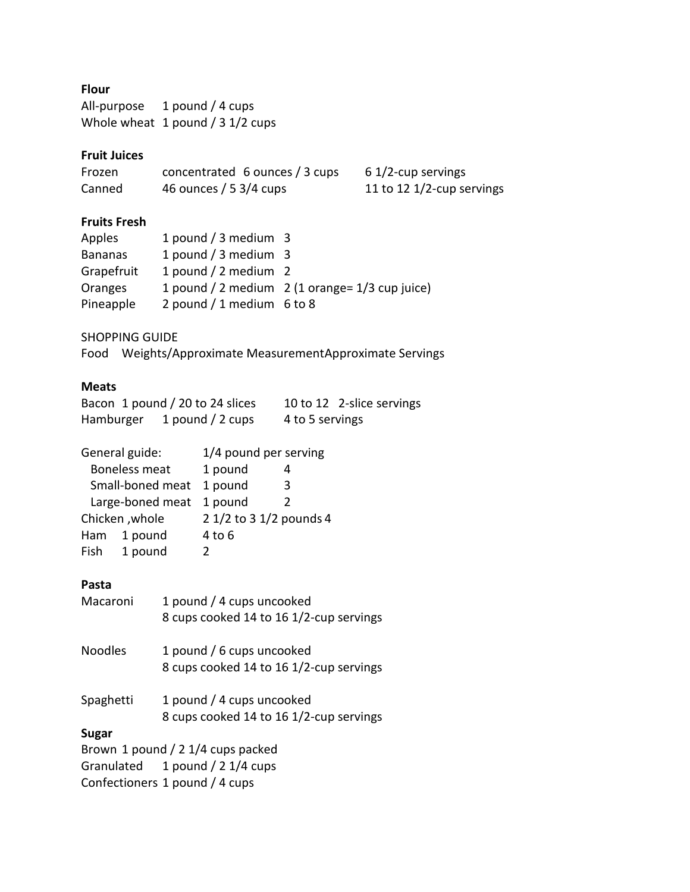**Flour**

All-purpose 1 pound / 4 cups
Whole wheat 1 pound / 3 1/2 cups

**Fruit Juices**

| | | |
|---|---|---|
| Frozen | concentrated 6 ounces / 3 cups | 6 1/2-cup servings |
| Canned | 46 ounces / 5 3/4 cups | 11 to 12 1/2-cup servings |

**Fruits Fresh**

| | | |
|---|---|---|
| Apples | 1 pound / 3 medium | 3 |
| Bananas | 1 pound / 3 medium | 3 |
| Grapefruit | 1 pound / 2 medium | 2 |
| Oranges | 1 pound / 2 medium | 2 (1 orange= 1/3 cup juice) |
| Pineapple | 2 pound / 1 medium | 6 to 8 |

SHOPPING GUIDE

Food Weights/Approximate MeasurementApproximate Servings

**Meats**

| | | |
|---|---|---|
| Bacon | 1 pound / 20 to 24 slices | 10 to 12 2-slice servings |
| Hamburger | 1 pound / 2 cups | 4 to 5 servings |

| | | |
|---|---|---|
| General guide: | 1/4 pound per serving | |
| Boneless meat | 1 pound | 4 |
| Small-boned meat | 1 pound | 3 |
| Large-boned meat | 1 pound | 2 |
| Chicken ,whole | 2 1/2 to 3 1/2 pounds | 4 |
| Ham 1 pound | 4 to 6 | |
| Fish 1 pound | 2 | |

**Pasta**

Macaroni 1 pound / 4 cups uncooked
8 cups cooked 14 to 16 1/2-cup servings

Noodles 1 pound / 6 cups uncooked
8 cups cooked 14 to 16 1/2-cup servings

Spaghetti 1 pound / 4 cups uncooked
8 cups cooked 14 to 16 1/2-cup servings

**Sugar**

Brown 1 pound / 2 1/4 cups packed
Granulated 1 pound / 2 1/4 cups
Confectioners 1 pound / 4 cups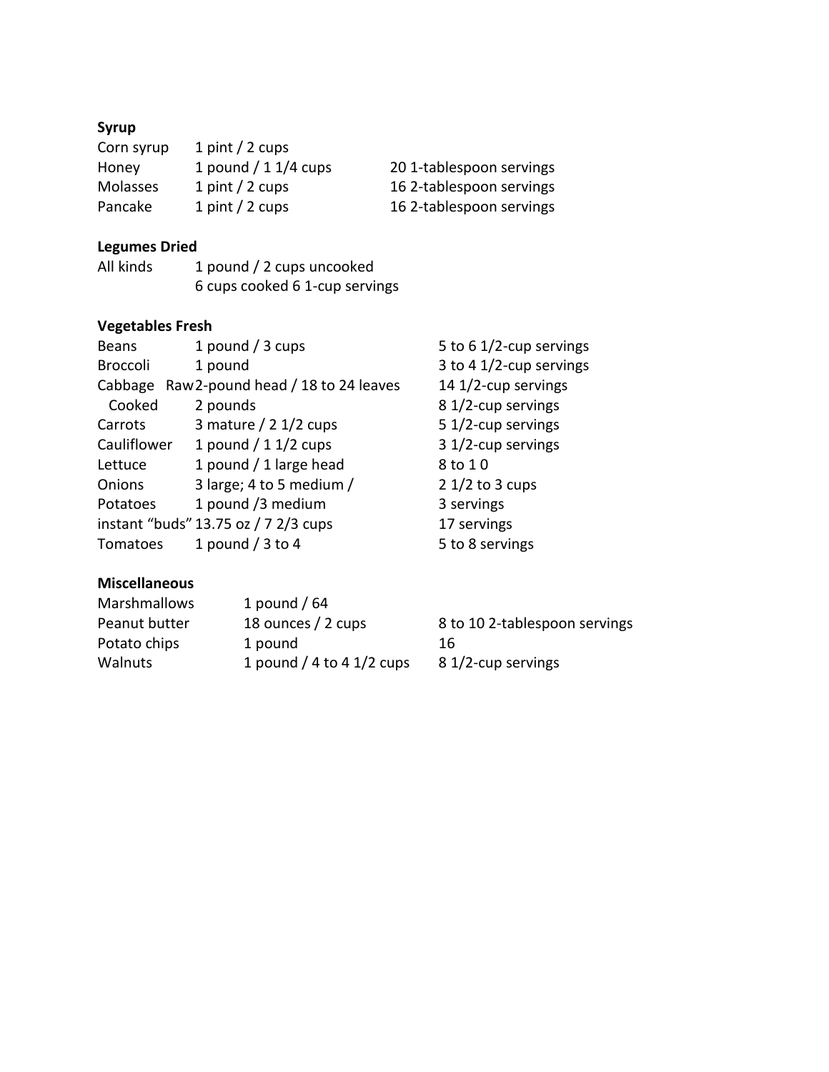**Syrup**

| | | |
|---|---|---|
| Corn syrup | 1 pint / 2 cups | |
| Honey | 1 pound / 1 1/4 cups | 20 1-tablespoon servings |
| Molasses | 1 pint / 2 cups | 16 2-tablespoon servings |
| Pancake | 1 pint / 2 cups | 16 2-tablespoon servings |

**Legumes Dried**

| | |
|---|---|
| All kinds | 1 pound / 2 cups uncooked |
| | 6 cups cooked 6 1-cup servings |

**Vegetables Fresh**

| | | |
|---|---|---|
| Beans | 1 pound / 3 cups | 5 to 6 1/2-cup servings |
| Broccoli | 1 pound | 3 to 4 1/2-cup servings |
| Cabbage Raw | 2-pound head / 18 to 24 leaves | 14 1/2-cup servings |
| Cooked | 2 pounds | 8 1/2-cup servings |
| Carrots | 3 mature / 2 1/2 cups | 5 1/2-cup servings |
| Cauliflower | 1 pound / 1 1/2 cups | 3 1/2-cup servings |
| Lettuce | 1 pound / 1 large head | 8 to 1 0 |
| Onions | 3 large; 4 to 5 medium / | 2 1/2 to 3 cups |
| Potatoes | 1 pound /3 medium | 3 servings |
| instant "buds" | 13.75 oz / 7 2/3 cups | 17 servings |
| Tomatoes | 1 pound / 3 to 4 | 5 to 8 servings |

**Miscellaneous**

| | | |
|---|---|---|
| Marshmallows | 1 pound / 64 | |
| Peanut butter | 18 ounces / 2 cups | 8 to 10 2-tablespoon servings |
| Potato chips | 1 pound | 16 |
| Walnuts | 1 pound / 4 to 4 1/2 cups | 8 1/2-cup servings |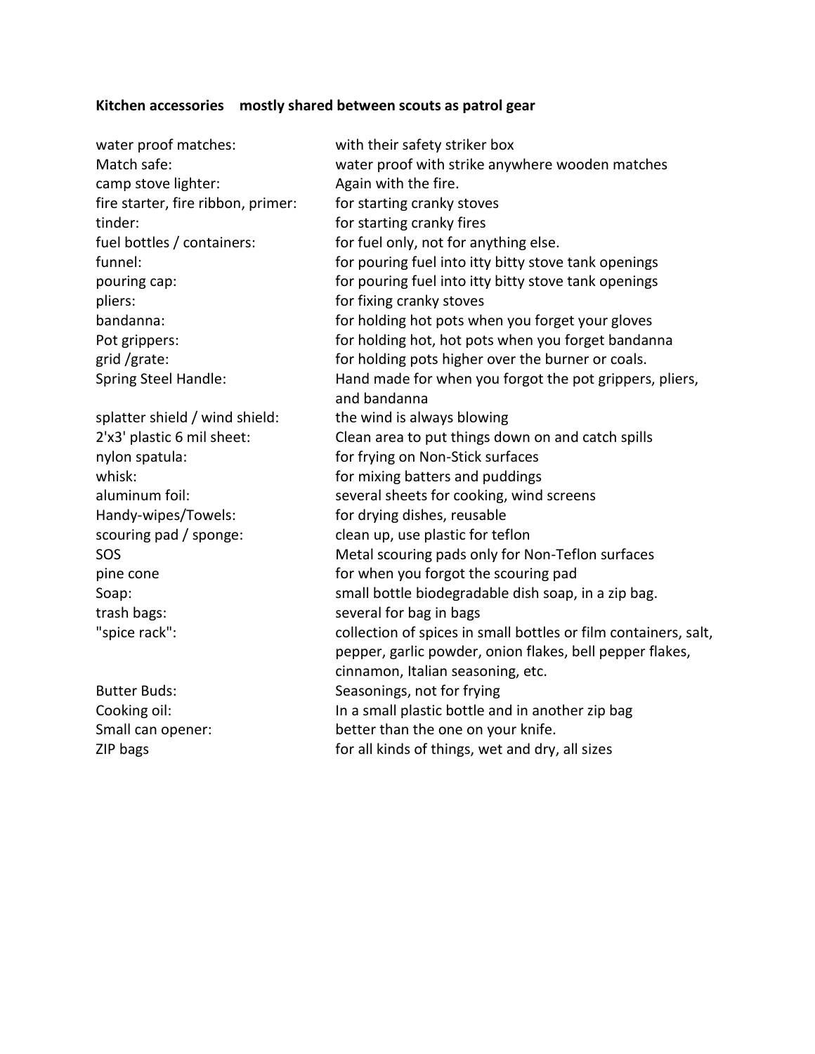**Kitchen accessories mostly shared between scouts as patrol gear**

| | |
|---|---|
| water proof matches: | with their safety striker box |
| Match safe: | water proof with strike anywhere wooden matches |
| camp stove lighter: | Again with the fire. |
| fire starter, fire ribbon, primer: | for starting cranky stoves |
| tinder: | for starting cranky fires |
| fuel bottles / containers: | for fuel only, not for anything else. |
| funnel: | for pouring fuel into itty bitty stove tank openings |
| pouring cap: | for pouring fuel into itty bitty stove tank openings |
| pliers: | for fixing cranky stoves |
| bandanna: | for holding hot pots when you forget your gloves |
| Pot grippers: | for holding hot, hot pots when you forget bandanna |
| grid /grate: | for holding pots higher over the burner or coals. |
| Spring Steel Handle: | Hand made for when you forgot the pot grippers, pliers, and bandanna |
| splatter shield / wind shield: | the wind is always blowing |
| 2'x3' plastic 6 mil sheet: | Clean area to put things down on and catch spills |
| nylon spatula: | for frying on Non-Stick surfaces |
| whisk: | for mixing batters and puddings |
| aluminum foil: | several sheets for cooking, wind screens |
| Handy-wipes/Towels: | for drying dishes, reusable |
| scouring pad / sponge: | clean up, use plastic for teflon |
| SOS | Metal scouring pads only for Non-Teflon surfaces |
| pine cone | for when you forgot the scouring pad |
| Soap: | small bottle biodegradable dish soap, in a zip bag. |
| trash bags: | several for bag in bags |
| "spice rack": | collection of spices in small bottles or film containers, salt, pepper, garlic powder, onion flakes, bell pepper flakes, cinnamon, Italian seasoning, etc. |
| Butter Buds: | Seasonings, not for frying |
| Cooking oil: | In a small plastic bottle and in another zip bag |
| Small can opener: | better than the one on your knife. |
| ZIP bags | for all kinds of things, wet and dry, all sizes |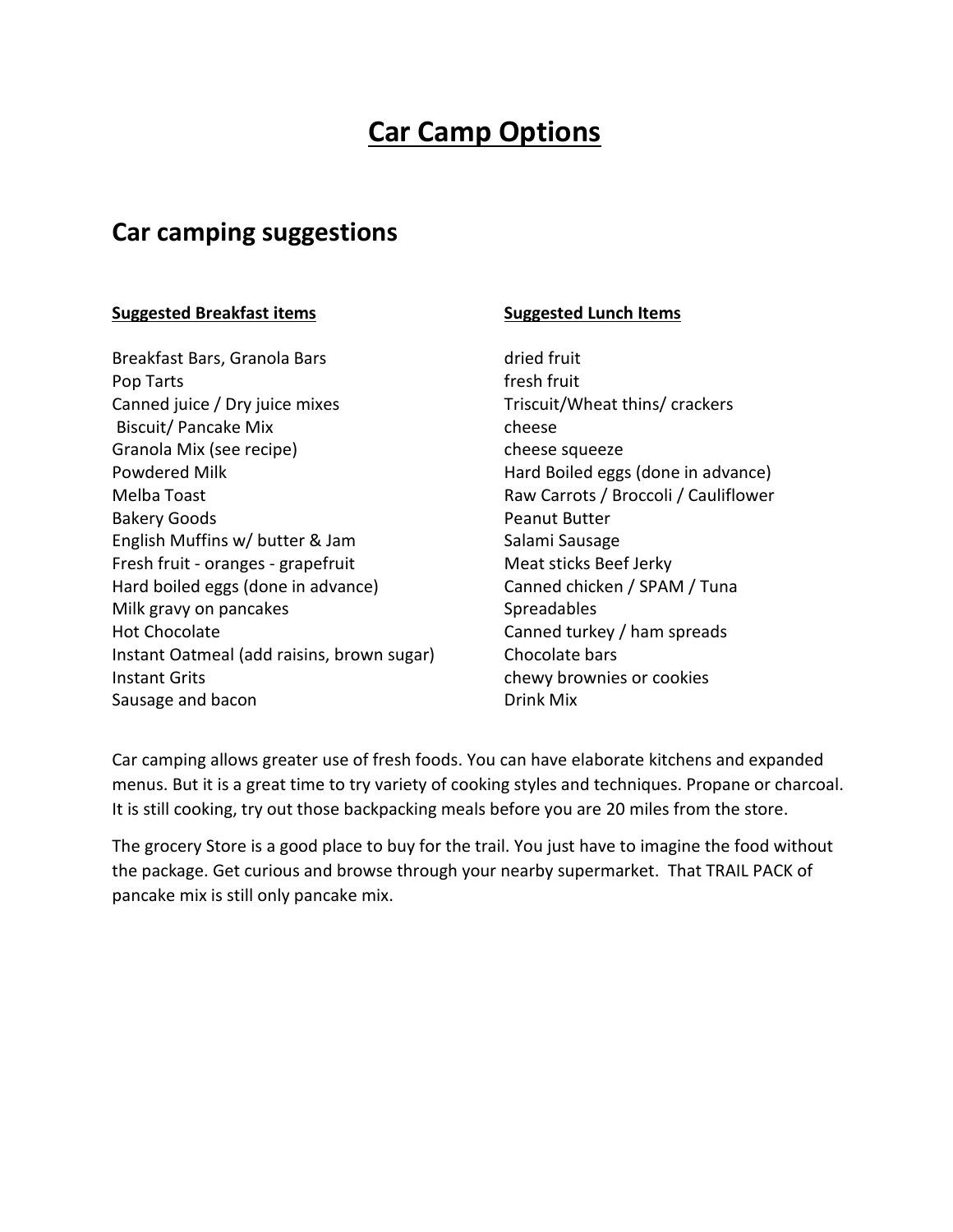# Car Camp Options

## Car camping suggestions

**Suggested Breakfast items**

Breakfast Bars, Granola Bars
Pop Tarts
Canned juice / Dry juice mixes
Biscuit/ Pancake Mix
Granola Mix (see recipe)
Powdered Milk
Melba Toast
Bakery Goods
English Muffins w/ butter & Jam
Fresh fruit - oranges - grapefruit
Hard boiled eggs (done in advance)
Milk gravy on pancakes
Hot Chocolate
Instant Oatmeal (add raisins, brown sugar)
Instant Grits
Sausage and bacon

**Suggested Lunch Items**

dried fruit
fresh fruit
Triscuit/Wheat thins/ crackers
cheese
cheese squeeze
Hard Boiled eggs (done in advance)
Raw Carrots / Broccoli / Cauliflower
Peanut Butter
Salami Sausage
Meat sticks Beef Jerky
Canned chicken / SPAM / Tuna
Spreadables
Canned turkey / ham spreads
Chocolate bars
chewy brownies or cookies
Drink Mix

Car camping allows greater use of fresh foods. You can have elaborate kitchens and expanded menus. But it is a great time to try variety of cooking styles and techniques. Propane or charcoal. It is still cooking, try out those backpacking meals before you are 20 miles from the store.

The grocery Store is a good place to buy for the trail. You just have to imagine the food without the package. Get curious and browse through your nearby supermarket. That TRAIL PACK of pancake mix is still only pancake mix.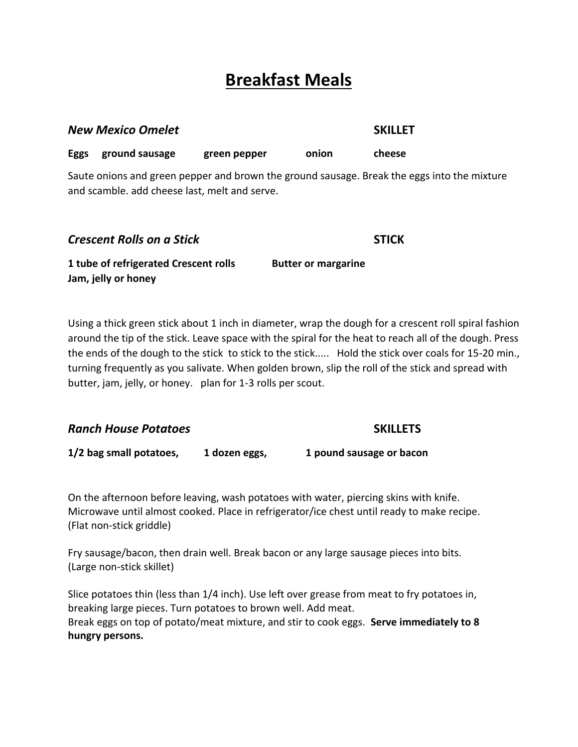# Breakfast Meals

***New Mexico Omelet*** **SKILLET**

**Eggs ground sausage green pepper onion cheese**

Saute onions and green pepper and brown the ground sausage. Break the eggs into the mixture and scamble. add cheese last, melt and serve.

***Crescent Rolls on a Stick*** **STICK**

**1 tube of refrigerated Crescent rolls Butter or margarine**
**Jam, jelly or honey**

Using a thick green stick about 1 inch in diameter, wrap the dough for a crescent roll spiral fashion around the tip of the stick. Leave space with the spiral for the heat to reach all of the dough. Press the ends of the dough to the stick to stick to the stick..... Hold the stick over coals for 15-20 min., turning frequently as you salivate. When golden brown, slip the roll of the stick and spread with butter, jam, jelly, or honey. plan for 1-3 rolls per scout.

***Ranch House Potatoes*** **SKILLETS**

**1/2 bag small potatoes, 1 dozen eggs, 1 pound sausage or bacon**

On the afternoon before leaving, wash potatoes with water, piercing skins with knife. Microwave until almost cooked. Place in refrigerator/ice chest until ready to make recipe. (Flat non-stick griddle)

Fry sausage/bacon, then drain well. Break bacon or any large sausage pieces into bits. (Large non-stick skillet)

Slice potatoes thin (less than 1/4 inch). Use left over grease from meat to fry potatoes in, breaking large pieces. Turn potatoes to brown well. Add meat.
Break eggs on top of potato/meat mixture, and stir to cook eggs. **Serve immediately to 8 hungry persons.**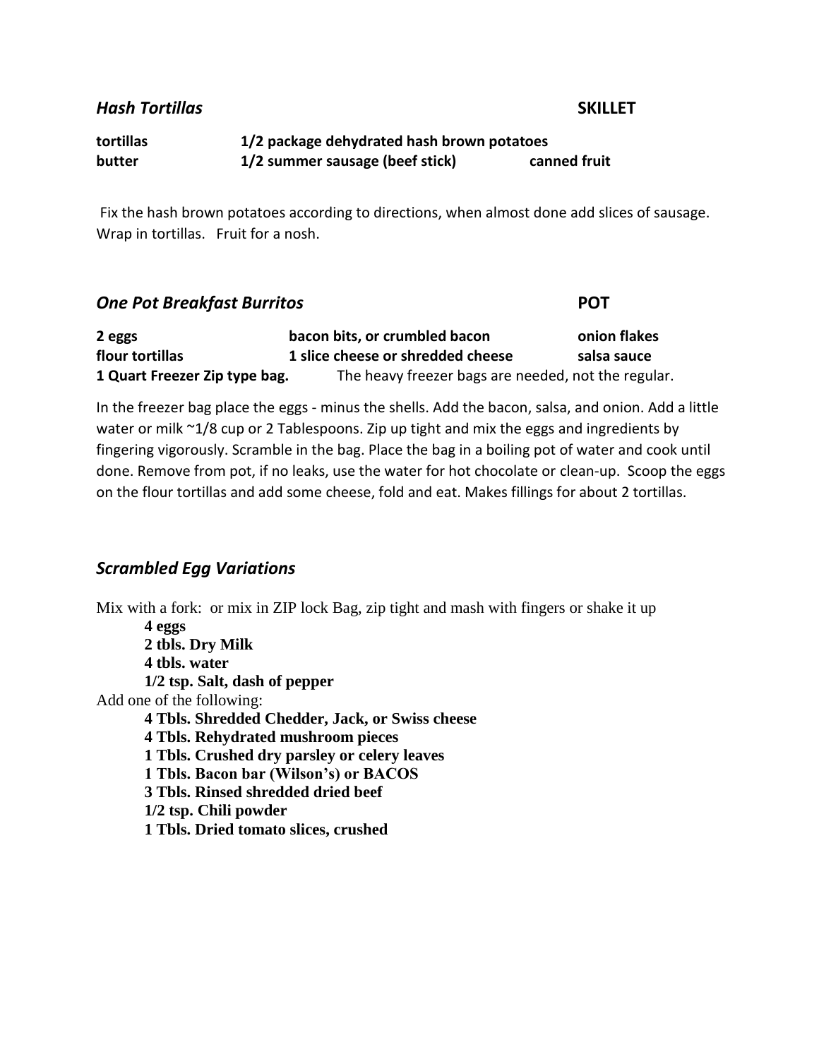### *Hash Tortillas* — SKILLET

**tortillas** | **1/2 package dehydrated hash brown potatoes**
**butter** | **1/2 summer sausage (beef stick)** | **canned fruit**

Fix the hash brown potatoes according to directions, when almost done add slices of sausage. Wrap in tortillas. Fruit for a nosh.

### *One Pot Breakfast Burritos* — POT

**2 eggs** | **bacon bits, or crumbled bacon** | **onion flakes**
**flour tortillas** | **1 slice cheese or shredded cheese** | **salsa sauce**
**1 Quart Freezer Zip type bag.** The heavy freezer bags are needed, not the regular.

In the freezer bag place the eggs - minus the shells. Add the bacon, salsa, and onion. Add a little water or milk ~1/8 cup or 2 Tablespoons. Zip up tight and mix the eggs and ingredients by fingering vigorously. Scramble in the bag. Place the bag in a boiling pot of water and cook until done. Remove from pot, if no leaks, use the water for hot chocolate or clean-up. Scoop the eggs on the flour tortillas and add some cheese, fold and eat. Makes fillings for about 2 tortillas.

### *Scrambled Egg Variations*

Mix with a fork: or mix in ZIP lock Bag, zip tight and mash with fingers or shake it up

- **4 eggs**
- **2 tbls. Dry Milk**
- **4 tbls. water**
- **1/2 tsp. Salt, dash of pepper**

Add one of the following:

- **4 Tbls. Shredded Chedder, Jack, or Swiss cheese**
- **4 Tbls. Rehydrated mushroom pieces**
- **1 Tbls. Crushed dry parsley or celery leaves**
- **1 Tbls. Bacon bar (Wilson's) or BACOS**
- **3 Tbls. Rinsed shredded dried beef**
- **1/2 tsp. Chili powder**
- **1 Tbls. Dried tomato slices, crushed**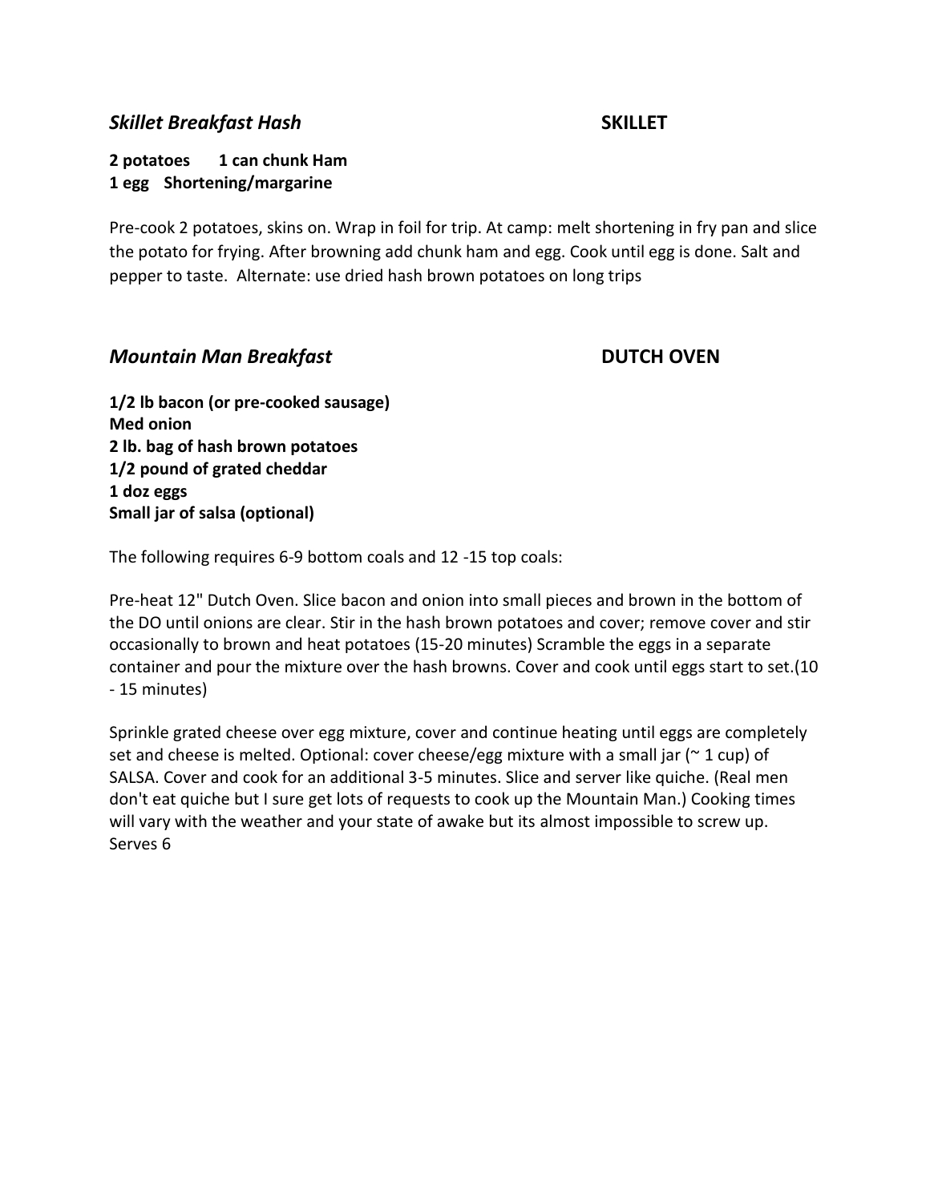## *Skillet Breakfast Hash* **SKILLET**

**2 potatoes 1 can chunk Ham**
**1 egg Shortening/margarine**

Pre-cook 2 potatoes, skins on. Wrap in foil for trip. At camp: melt shortening in fry pan and slice the potato for frying. After browning add chunk ham and egg. Cook until egg is done. Salt and pepper to taste. Alternate: use dried hash brown potatoes on long trips

## *Mountain Man Breakfast* **DUTCH OVEN**

**1/2 lb bacon (or pre-cooked sausage)**
**Med onion**
**2 lb. bag of hash brown potatoes**
**1/2 pound of grated cheddar**
**1 doz eggs**
**Small jar of salsa (optional)**

The following requires 6-9 bottom coals and 12 -15 top coals:

Pre-heat 12" Dutch Oven. Slice bacon and onion into small pieces and brown in the bottom of the DO until onions are clear. Stir in the hash brown potatoes and cover; remove cover and stir occasionally to brown and heat potatoes (15-20 minutes) Scramble the eggs in a separate container and pour the mixture over the hash browns. Cover and cook until eggs start to set.(10 - 15 minutes)

Sprinkle grated cheese over egg mixture, cover and continue heating until eggs are completely set and cheese is melted. Optional: cover cheese/egg mixture with a small jar (~ 1 cup) of SALSA. Cover and cook for an additional 3-5 minutes. Slice and server like quiche. (Real men don't eat quiche but I sure get lots of requests to cook up the Mountain Man.) Cooking times will vary with the weather and your state of awake but its almost impossible to screw up. Serves 6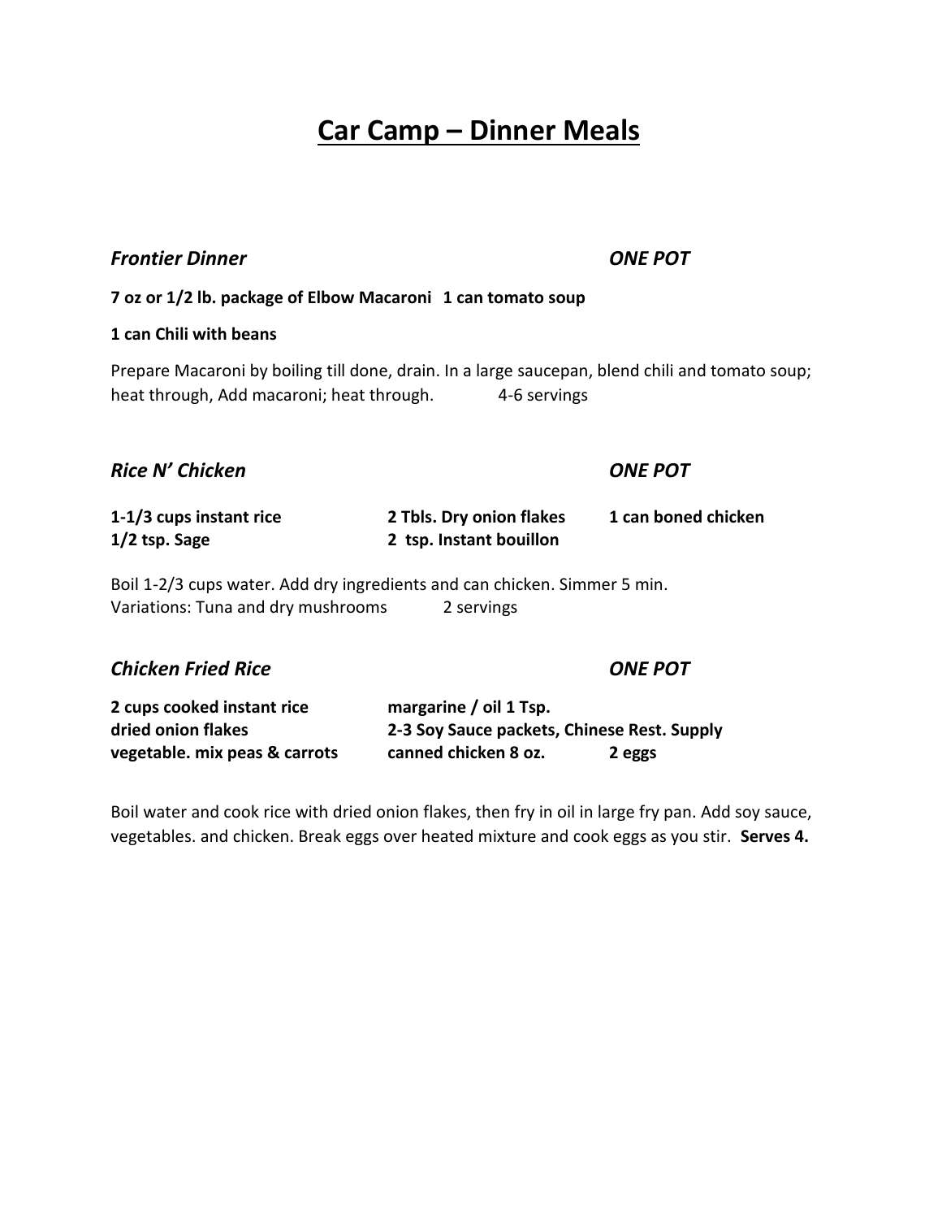# Car Camp – Dinner Meals

### *Frontier Dinner* — *ONE POT*

**7 oz or 1/2 lb. package of Elbow Macaroni  1 can tomato soup**

**1 can Chili with beans**

Prepare Macaroni by boiling till done, drain. In a large saucepan, blend chili and tomato soup; heat through, Add macaroni; heat through.  4-6 servings

### *Rice N' Chicken* — *ONE POT*

| | | |
|---|---|---|
| **1-1/3 cups instant rice** | **2 Tbls. Dry onion flakes** | **1 can boned chicken** |
| **1/2 tsp. Sage** | **2 tsp. Instant bouillon** | |

Boil 1-2/3 cups water. Add dry ingredients and can chicken. Simmer 5 min.
Variations: Tuna and dry mushrooms  2 servings

### *Chicken Fried Rice* — *ONE POT*

| | | |
|---|---|---|
| **2 cups cooked instant rice** | **margarine / oil 1 Tsp.** | |
| **dried onion flakes** | **2-3 Soy Sauce packets, Chinese Rest. Supply** | |
| **vegetable. mix peas & carrots** | **canned chicken 8 oz.** | **2 eggs** |

Boil water and cook rice with dried onion flakes, then fry in oil in large fry pan. Add soy sauce, vegetables. and chicken. Break eggs over heated mixture and cook eggs as you stir. **Serves 4.**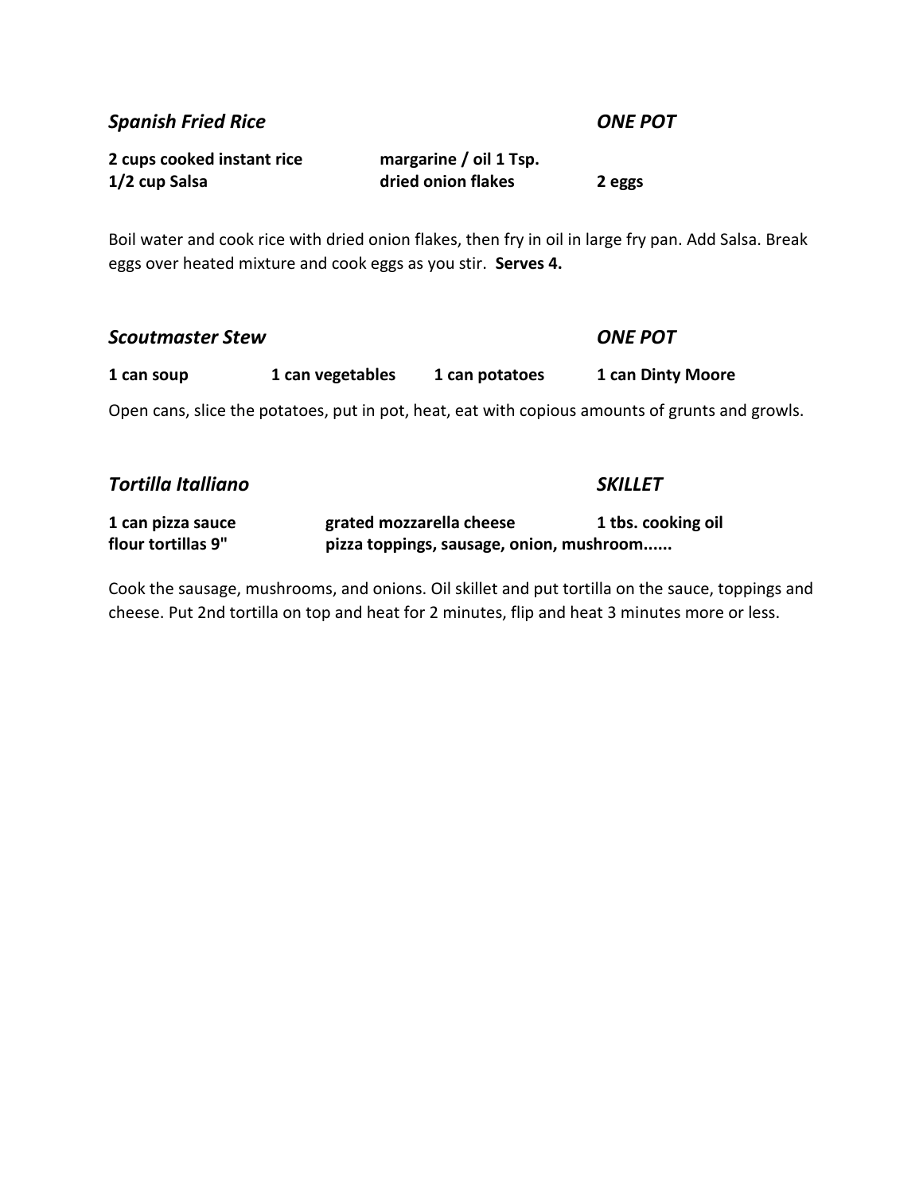### *Spanish Fried Rice* — *ONE POT*

**2 cups cooked instant rice** | **margarine / oil 1 Tsp.**
**1/2 cup Salsa** | **dried onion flakes** | **2 eggs**

Boil water and cook rice with dried onion flakes, then fry in oil in large fry pan. Add Salsa. Break eggs over heated mixture and cook eggs as you stir. **Serves 4.**

### *Scoutmaster Stew* — *ONE POT*

**1 can soup** | **1 can vegetables** | **1 can potatoes** | **1 can Dinty Moore**

Open cans, slice the potatoes, put in pot, heat, eat with copious amounts of grunts and growls.

### *Tortilla Italliano* — *SKILLET*

**1 can pizza sauce** | **grated mozzarella cheese** | **1 tbs. cooking oil**
**flour tortillas 9"** | **pizza toppings, sausage, onion, mushroom......**

Cook the sausage, mushrooms, and onions. Oil skillet and put tortilla on the sauce, toppings and cheese. Put 2nd tortilla on top and heat for 2 minutes, flip and heat 3 minutes more or less.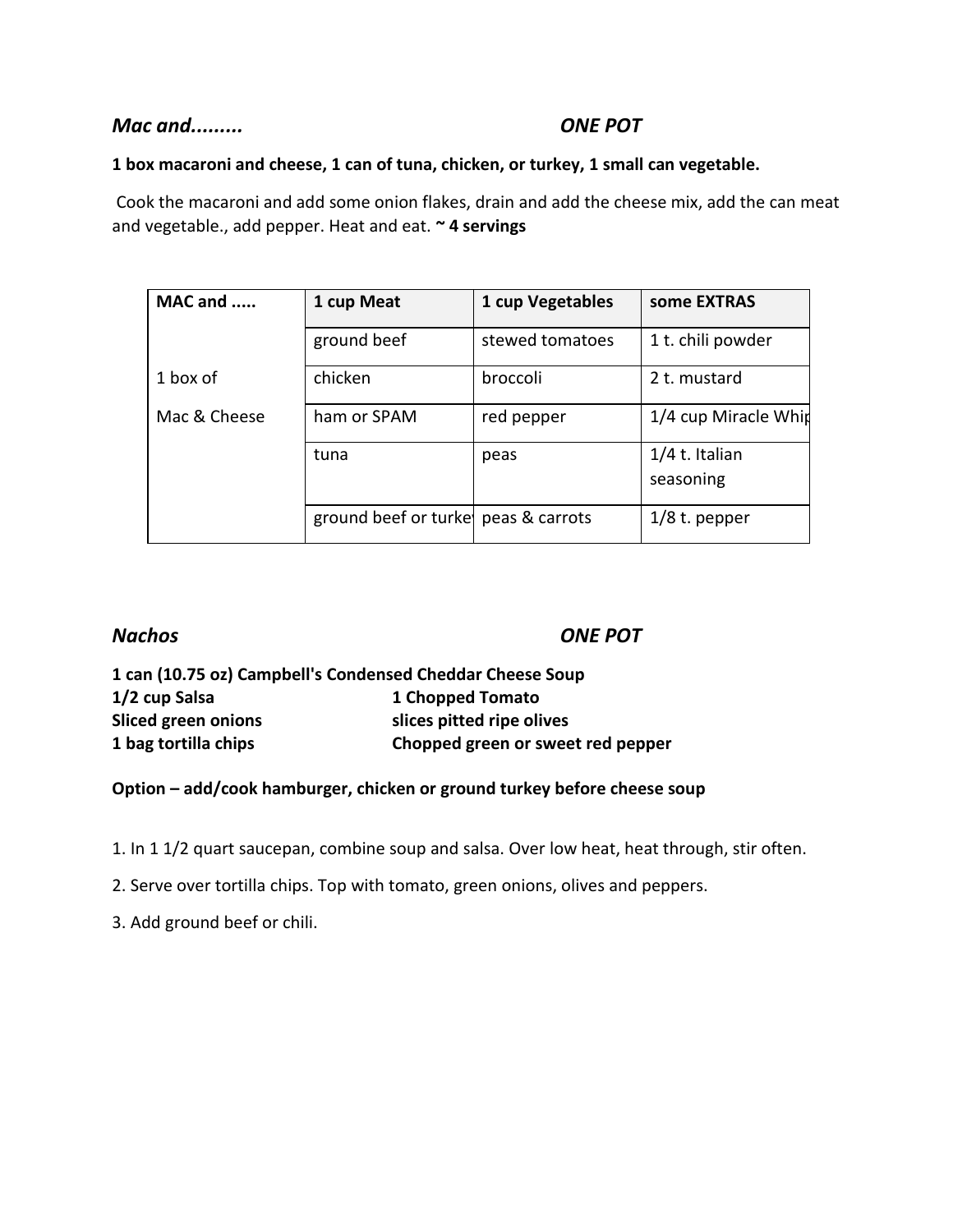## *Mac and.........* *ONE POT*

**1 box macaroni and cheese, 1 can of tuna, chicken, or turkey, 1 small can vegetable.**

Cook the macaroni and add some onion flakes, drain and add the cheese mix, add the can meat and vegetable., add pepper. Heat and eat. **~ 4 servings**

| MAC and ..... | 1 cup Meat | 1 cup Vegetables | some EXTRAS |
|---|---|---|---|
| | ground beef | stewed tomatoes | 1 t. chili powder |
| 1 box of | chicken | broccoli | 2 t. mustard |
| Mac & Cheese | ham or SPAM | red pepper | 1/4 cup Miracle Whip |
| | tuna | peas | 1/4 t. Italian seasoning |
| | ground beef or turkey | peas & carrots | 1/8 t. pepper |

## *Nachos* *ONE POT*

**1 can (10.75 oz) Campbell's Condensed Cheddar Cheese Soup**
**1/2 cup Salsa** **1 Chopped Tomato**
**Sliced green onions** **slices pitted ripe olives**
**1 bag tortilla chips** **Chopped green or sweet red pepper**

**Option – add/cook hamburger, chicken or ground turkey before cheese soup**

1. In 1 1/2 quart saucepan, combine soup and salsa. Over low heat, heat through, stir often.
2. Serve over tortilla chips. Top with tomato, green onions, olives and peppers.
3. Add ground beef or chili.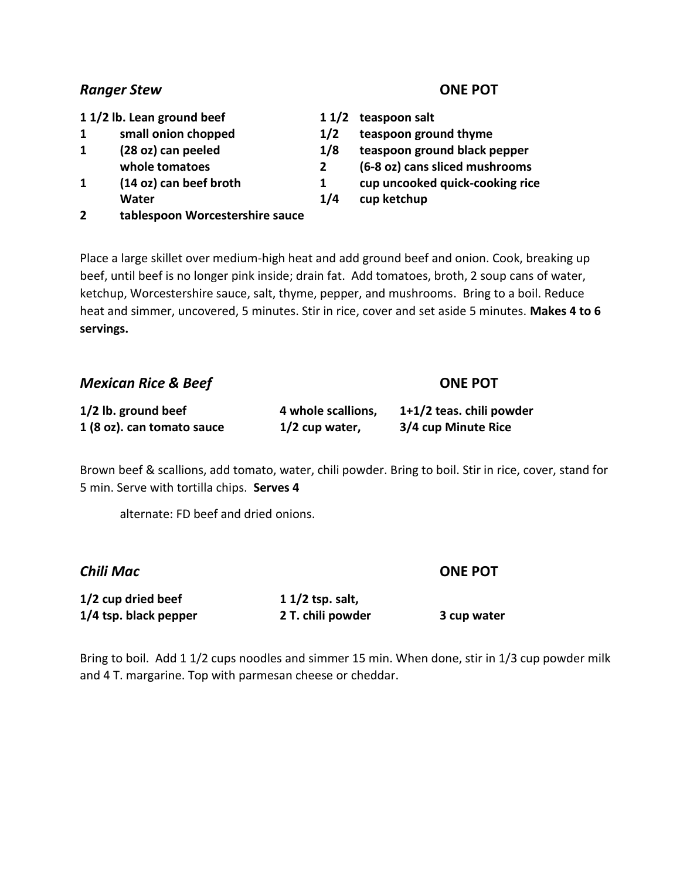### *Ranger Stew* — ONE POT

**1 1/2 lb. Lean ground beef**
**1 small onion chopped**
**1 (28 oz) can peeled whole tomatoes**
**1 (14 oz) can beef broth**
**Water**
**2 tablespoon Worcestershire sauce**
**1 1/2 teaspoon salt**
**1/2 teaspoon ground thyme**
**1/8 teaspoon ground black pepper**
**2 (6-8 oz) cans sliced mushrooms**
**1 cup uncooked quick-cooking rice**
**1/4 cup ketchup**

Place a large skillet over medium-high heat and add ground beef and onion. Cook, breaking up beef, until beef is no longer pink inside; drain fat. Add tomatoes, broth, 2 soup cans of water, ketchup, Worcestershire sauce, salt, thyme, pepper, and mushrooms. Bring to a boil. Reduce heat and simmer, uncovered, 5 minutes. Stir in rice, cover and set aside 5 minutes. **Makes 4 to 6 servings.**

### *Mexican Rice & Beef* — ONE POT

**1/2 lb. ground beef**
**1 (8 oz). can tomato sauce**
**4 whole scallions,**
**1/2 cup water,**
**1+1/2 teas. chili powder**
**3/4 cup Minute Rice**

Brown beef & scallions, add tomato, water, chili powder. Bring to boil. Stir in rice, cover, stand for 5 min. Serve with tortilla chips. **Serves 4**

alternate: FD beef and dried onions.

### *Chili Mac* — ONE POT

**1/2 cup dried beef**
**1/4 tsp. black pepper**
**1 1/2 tsp. salt,**
**2 T. chili powder**
**3 cup water**

Bring to boil. Add 1 1/2 cups noodles and simmer 15 min. When done, stir in 1/3 cup powder milk and 4 T. margarine. Top with parmesan cheese or cheddar.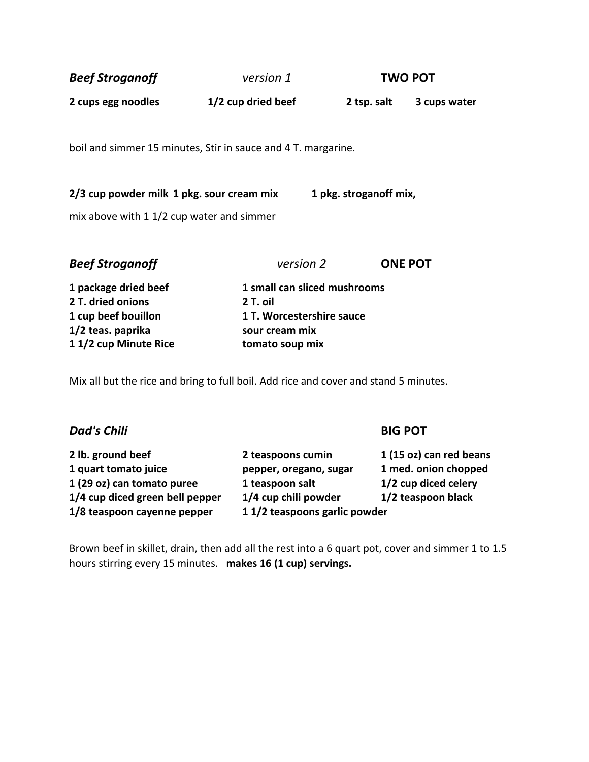***Beef Stroganoff*** *version 1* **TWO POT**

**2 cups egg noodles** **1/2 cup dried beef** **2 tsp. salt** **3 cups water**

boil and simmer 15 minutes, Stir in sauce and 4 T. margarine.

**2/3 cup powder milk 1 pkg. sour cream mix** **1 pkg. stroganoff mix,**

mix above with 1 1/2 cup water and simmer

***Beef Stroganoff*** *version 2* **ONE POT**

**1 package dried beef**
**2 T. dried onions**
**1 cup beef bouillon**
**1/2 teas. paprika**
**1 1/2 cup Minute Rice**
**1 small can sliced mushrooms**
**2 T. oil**
**1 T. Worcestershire sauce**
**sour cream mix**
**tomato soup mix**

Mix all but the rice and bring to full boil. Add rice and cover and stand 5 minutes.

***Dad's Chili*** **BIG POT**

**2 lb. ground beef**
**1 quart tomato juice**
**1 (29 oz) can tomato puree**
**1/4 cup diced green bell pepper**
**1/8 teaspoon cayenne pepper**
**2 teaspoons cumin**
**pepper, oregano, sugar**
**1 teaspoon salt**
**1/4 cup chili powder**
**1 1/2 teaspoons garlic powder**
**1 (15 oz) can red beans**
**1 med. onion chopped**
**1/2 cup diced celery**
**1/2 teaspoon black**

Brown beef in skillet, drain, then add all the rest into a 6 quart pot, cover and simmer 1 to 1.5 hours stirring every 15 minutes. **makes 16 (1 cup) servings.**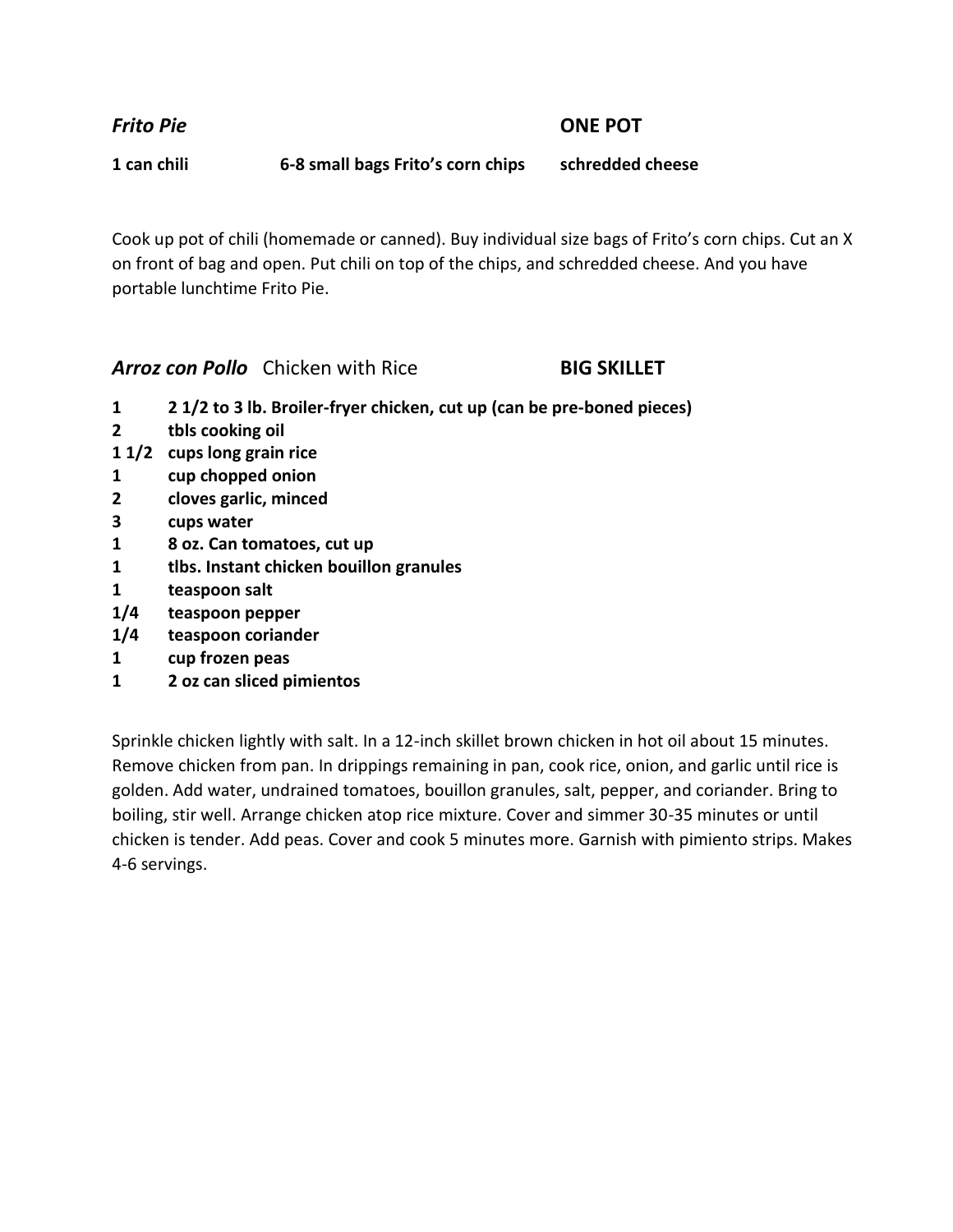## *Frito Pie* ONE POT

**1 can chili** **6-8 small bags Frito's corn chips** **schredded cheese**

Cook up pot of chili (homemade or canned). Buy individual size bags of Frito's corn chips. Cut an X on front of bag and open. Put chili on top of the chips, and schredded cheese. And you have portable lunchtime Frito Pie.

## ***Arroz con Pollo*** Chicken with Rice **BIG SKILLET**

- **1 2 1/2 to 3 lb. Broiler-fryer chicken, cut up (can be pre-boned pieces)**
- **2 tbls cooking oil**
- **1 1/2 cups long grain rice**
- **1 cup chopped onion**
- **2 cloves garlic, minced**
- **3 cups water**
- **1 8 oz. Can tomatoes, cut up**
- **1 tlbs. Instant chicken bouillon granules**
- **1 teaspoon salt**
- **1/4 teaspoon pepper**
- **1/4 teaspoon coriander**
- **1 cup frozen peas**
- **1 2 oz can sliced pimientos**

Sprinkle chicken lightly with salt. In a 12-inch skillet brown chicken in hot oil about 15 minutes. Remove chicken from pan. In drippings remaining in pan, cook rice, onion, and garlic until rice is golden. Add water, undrained tomatoes, bouillon granules, salt, pepper, and coriander. Bring to boiling, stir well. Arrange chicken atop rice mixture. Cover and simmer 30-35 minutes or until chicken is tender. Add peas. Cover and cook 5 minutes more. Garnish with pimiento strips. Makes 4-6 servings.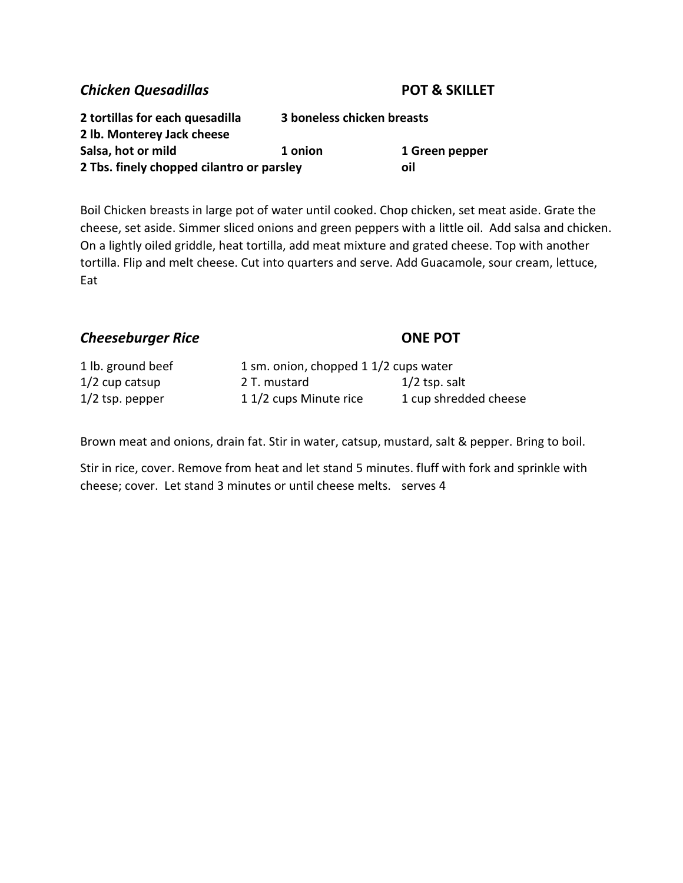## *Chicken Quesadillas* — POT & SKILLET

**2 tortillas for each quesadilla** **3 boneless chicken breasts**
**2 lb. Monterey Jack cheese**
**Salsa, hot or mild** **1 onion** **1 Green pepper**
**2 Tbs. finely chopped cilantro or parsley** **oil**

Boil Chicken breasts in large pot of water until cooked. Chop chicken, set meat aside. Grate the cheese, set aside. Simmer sliced onions and green peppers with a little oil. Add salsa and chicken. On a lightly oiled griddle, heat tortilla, add meat mixture and grated cheese. Top with another tortilla. Flip and melt cheese. Cut into quarters and serve. Add Guacamole, sour cream, lettuce, Eat

## *Cheeseburger Rice* — ONE POT

| | | |
|---|---|---|
| 1 lb. ground beef | 1 sm. onion, chopped | 1 1/2 cups water |
| 1/2 cup catsup | 2 T. mustard | 1/2 tsp. salt |
| 1/2 tsp. pepper | 1 1/2 cups Minute rice | 1 cup shredded cheese |

Brown meat and onions, drain fat. Stir in water, catsup, mustard, salt & pepper. Bring to boil.

Stir in rice, cover. Remove from heat and let stand 5 minutes. fluff with fork and sprinkle with cheese; cover. Let stand 3 minutes or until cheese melts. serves 4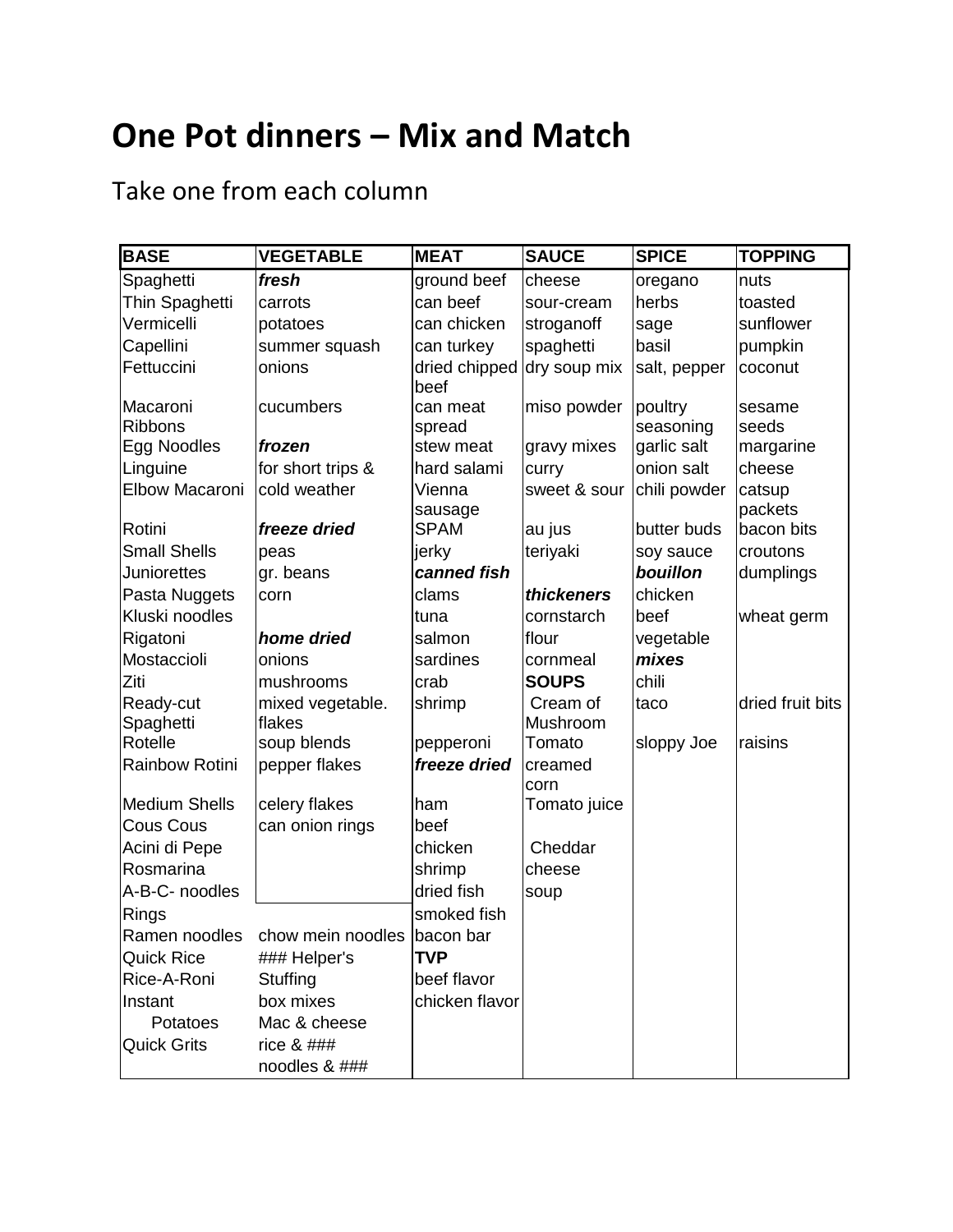# One Pot dinners – Mix and Match

Take one from each column

| BASE | VEGETABLE | MEAT | SAUCE | SPICE | TOPPING |
|---|---|---|---|---|---|
| Spaghetti | ***fresh*** | ground beef | cheese | oregano | nuts |
| Thin Spaghetti | carrots | can beef | sour-cream | herbs | toasted |
| Vermicelli | potatoes | can chicken | stroganoff | sage | sunflower |
| Capellini | summer squash | can turkey | spaghetti | basil | pumpkin |
| Fettuccini | onions | dried chipped beef | dry soup mix | salt, pepper | coconut |
| Macaroni Ribbons | cucumbers | can meat spread | miso powder | poultry seasoning | sesame seeds |
| Egg Noodles | ***frozen*** | stew meat | gravy mixes | garlic salt | margarine |
| Linguine | for short trips & | hard salami | curry | onion salt | cheese |
| Elbow Macaroni | cold weather | Vienna sausage | sweet & sour | chili powder | catsup packets |
| Rotini | ***freeze dried*** | SPAM | au jus | butter buds | bacon bits |
| Small Shells | peas | jerky | teriyaki | soy sauce | croutons |
| Juniorettes | gr. beans | ***canned fish*** | | ***bouillon*** | dumplings |
| Pasta Nuggets | corn | clams | ***thickeners*** | chicken | |
| Kluski noodles | | tuna | cornstarch | beef | wheat germ |
| Rigatoni | ***home dried*** | salmon | flour | vegetable | |
| Mostaccioli | onions | sardines | cornmeal | ***mixes*** | |
| Ziti | mushrooms | crab | **SOUPS** | chili | |
| Ready-cut Spaghetti | mixed vegetable. flakes | shrimp | Cream of Mushroom | taco | dried fruit bits |
| Rotelle | soup blends | pepperoni | Tomato | sloppy Joe | raisins |
| Rainbow Rotini | pepper flakes | ***freeze dried*** | creamed corn | | |
| Medium Shells | celery flakes | ham | Tomato juice | | |
| Cous Cous | can onion rings | beef | | | |
| Acini di Pepe | | chicken | Cheddar | | |
| Rosmarina | | shrimp | cheese | | |
| A-B-C- noodles | | dried fish | soup | | |
| Rings | | smoked fish | | | |
| Ramen noodles | chow mein noodles | bacon bar | | | |
| Quick Rice | ### Helper's | **TVP** | | | |
| Rice-A-Roni | Stuffing | beef flavor | | | |
| Instant Potatoes | box mixes | chicken flavor | | | |
| | Mac & cheese | | | | |
| Quick Grits | rice & ### | | | | |
| | noodles & ### | | | | |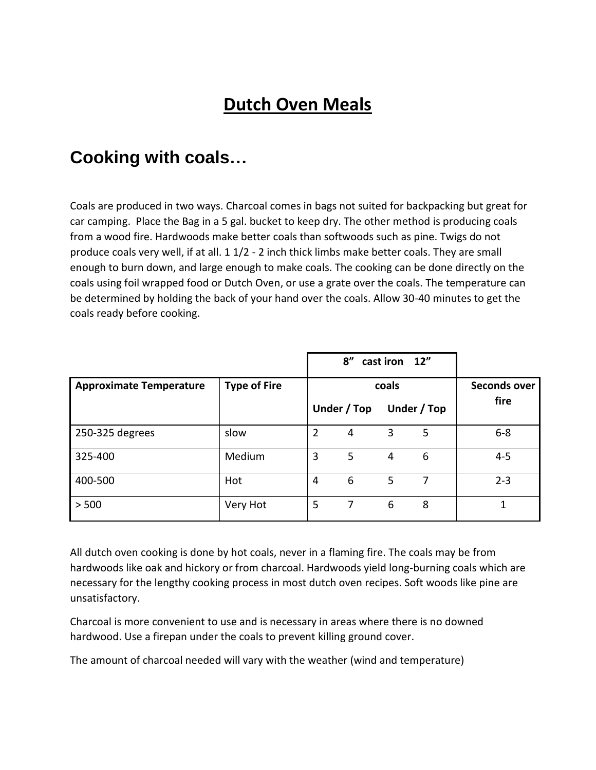# Dutch Oven Meals

## Cooking with coals…

Coals are produced in two ways. Charcoal comes in bags not suited for backpacking but great for car camping. Place the Bag in a 5 gal. bucket to keep dry. The other method is producing coals from a wood fire. Hardwoods make better coals than softwoods such as pine. Twigs do not produce coals very well, if at all. 1 1/2 - 2 inch thick limbs make better coals. They are small enough to burn down, and large enough to make coals. The cooking can be done directly on the coals using foil wrapped food or Dutch Oven, or use a grate over the coals. The temperature can be determined by holding the back of your hand over the coals. Allow 30-40 minutes to get the coals ready before cooking.

| | | 8" cast iron | | 12" | | |
|---|---|---|---|---|---|---|
| **Approximate Temperature** | **Type of Fire** | **coals** | | | | **Seconds over fire** |
| | | **Under** | **Top** | **Under** | **Top** | |
| 250-325 degrees | slow | 2 | 4 | 3 | 5 | 6-8 |
| 325-400 | Medium | 3 | 5 | 4 | 6 | 4-5 |
| 400-500 | Hot | 4 | 6 | 5 | 7 | 2-3 |
| > 500 | Very Hot | 5 | 7 | 6 | 8 | 1 |

All dutch oven cooking is done by hot coals, never in a flaming fire. The coals may be from hardwoods like oak and hickory or from charcoal. Hardwoods yield long-burning coals which are necessary for the lengthy cooking process in most dutch oven recipes. Soft woods like pine are unsatisfactory.

Charcoal is more convenient to use and is necessary in areas where there is no downed hardwood. Use a firepan under the coals to prevent killing ground cover.

The amount of charcoal needed will vary with the weather (wind and temperature)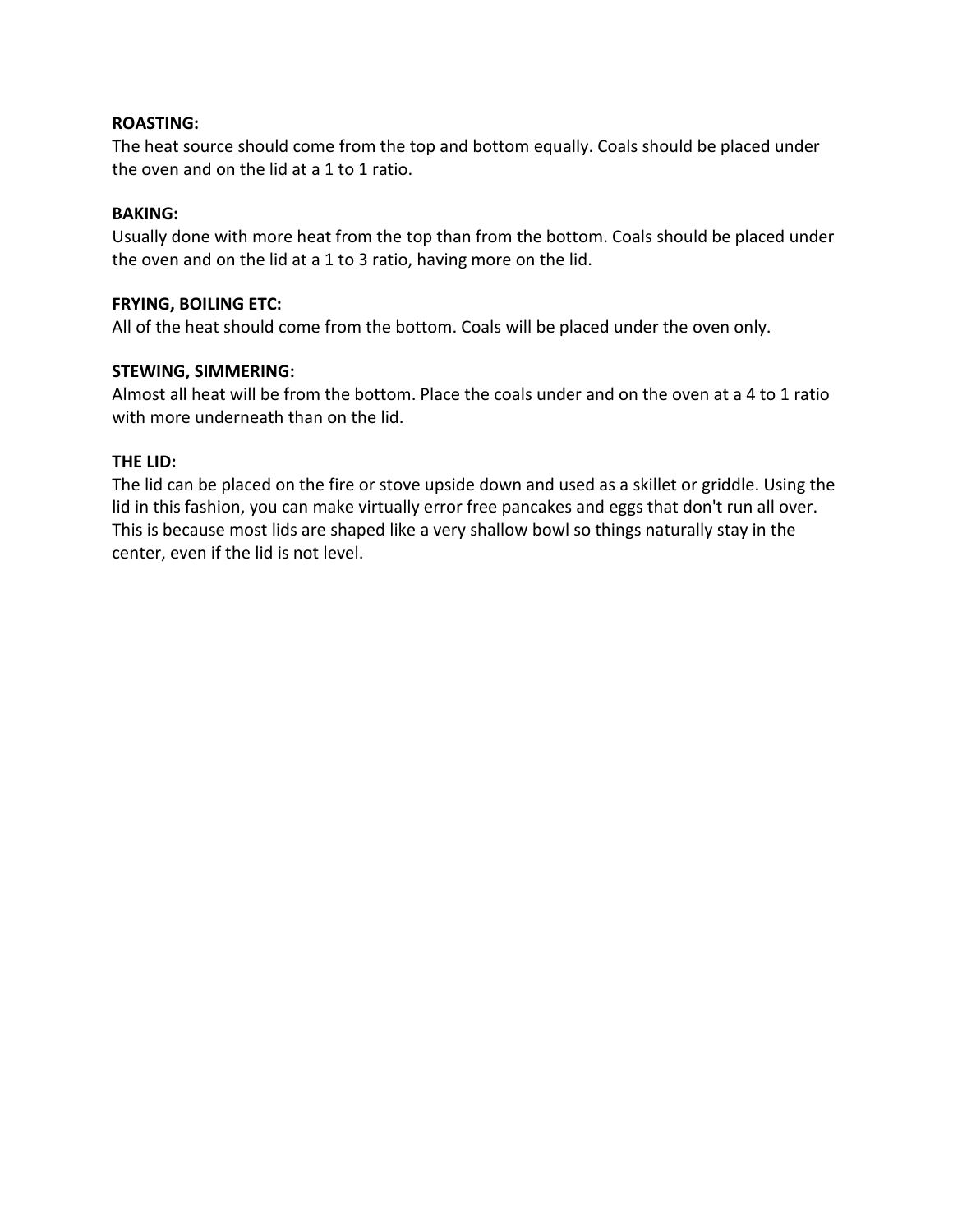**ROASTING:**
The heat source should come from the top and bottom equally. Coals should be placed under the oven and on the lid at a 1 to 1 ratio.

**BAKING:**
Usually done with more heat from the top than from the bottom. Coals should be placed under the oven and on the lid at a 1 to 3 ratio, having more on the lid.

**FRYING, BOILING ETC:**
All of the heat should come from the bottom. Coals will be placed under the oven only.

**STEWING, SIMMERING:**
Almost all heat will be from the bottom. Place the coals under and on the oven at a 4 to 1 ratio with more underneath than on the lid.

**THE LID:**
The lid can be placed on the fire or stove upside down and used as a skillet or griddle. Using the lid in this fashion, you can make virtually error free pancakes and eggs that don't run all over. This is because most lids are shaped like a very shallow bowl so things naturally stay in the center, even if the lid is not level.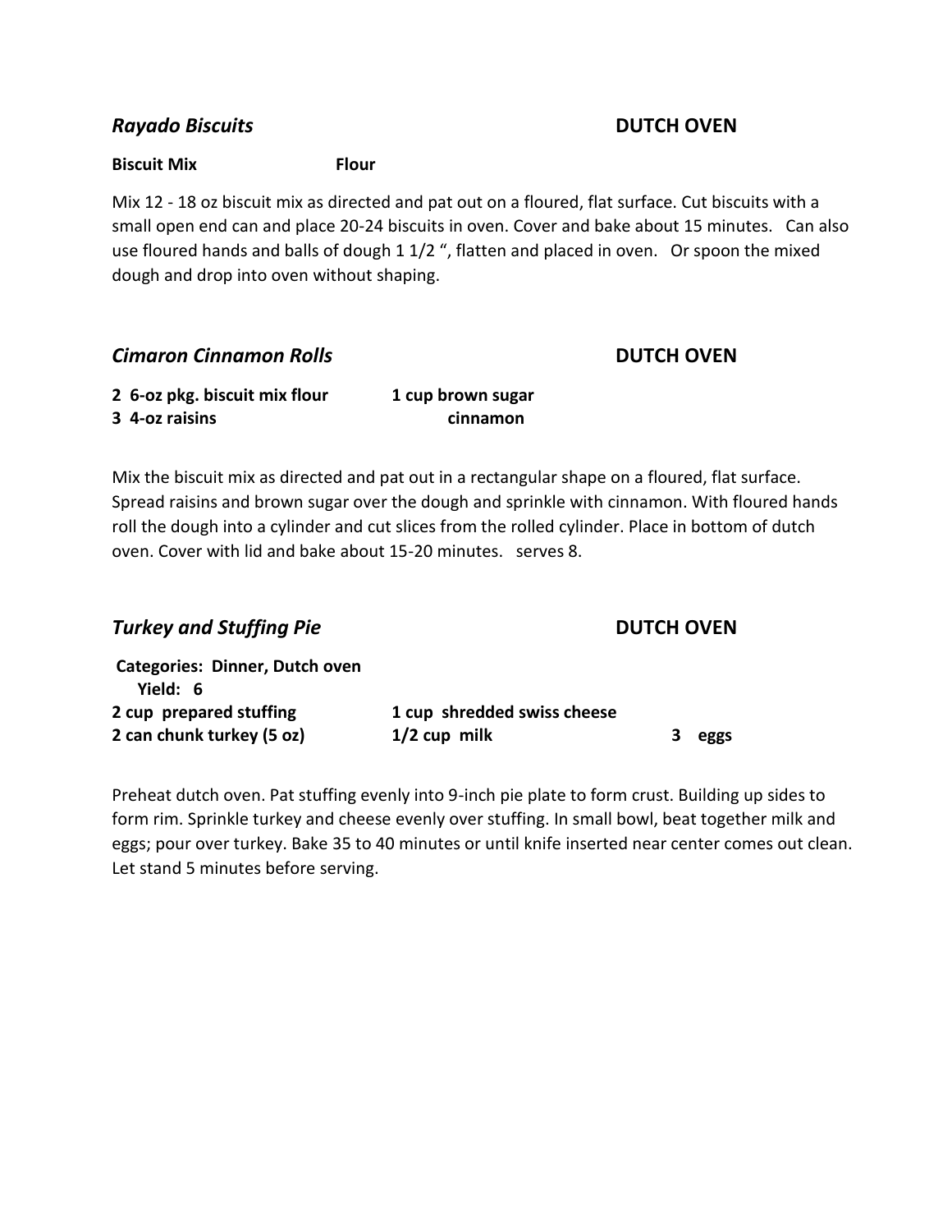### *Rayado Biscuits* — DUTCH OVEN

**Biscuit Mix** **Flour**

Mix 12 - 18 oz biscuit mix as directed and pat out on a floured, flat surface. Cut biscuits with a small open end can and place 20-24 biscuits in oven. Cover and bake about 15 minutes. Can also use floured hands and balls of dough 1 1/2 ", flatten and placed in oven. Or spoon the mixed dough and drop into oven without shaping.

### *Cimaron Cinnamon Rolls* — DUTCH OVEN

**2 6-oz pkg. biscuit mix flour** **1 cup brown sugar**
**3 4-oz raisins** **cinnamon**

Mix the biscuit mix as directed and pat out in a rectangular shape on a floured, flat surface. Spread raisins and brown sugar over the dough and sprinkle with cinnamon. With floured hands roll the dough into a cylinder and cut slices from the rolled cylinder. Place in bottom of dutch oven. Cover with lid and bake about 15-20 minutes. serves 8.

### *Turkey and Stuffing Pie* — DUTCH OVEN

**Categories: Dinner, Dutch oven**
**Yield: 6**

**2 cup prepared stuffing** **1 cup shredded swiss cheese**
**2 can chunk turkey (5 oz)** **1/2 cup milk** **3 eggs**

Preheat dutch oven. Pat stuffing evenly into 9-inch pie plate to form crust. Building up sides to form rim. Sprinkle turkey and cheese evenly over stuffing. In small bowl, beat together milk and eggs; pour over turkey. Bake 35 to 40 minutes or until knife inserted near center comes out clean. Let stand 5 minutes before serving.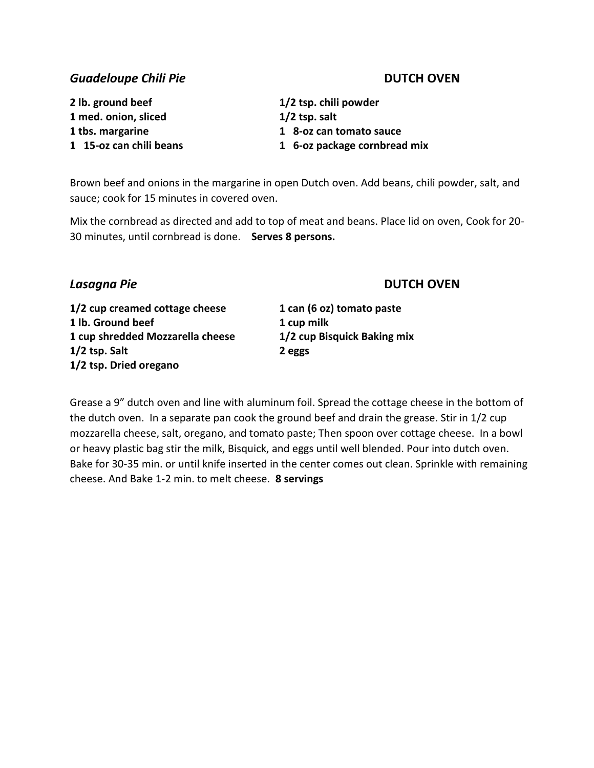### *Guadeloupe Chili Pie* — DUTCH OVEN

**2 lb. ground beef**
**1 med. onion, sliced**
**1 tbs. margarine**
**1 15-oz can chili beans**
**1/2 tsp. chili powder**
**1/2 tsp. salt**
**1 8-oz can tomato sauce**
**1 6-oz package cornbread mix**

Brown beef and onions in the margarine in open Dutch oven. Add beans, chili powder, salt, and sauce; cook for 15 minutes in covered oven.

Mix the cornbread as directed and add to top of meat and beans. Place lid on oven, Cook for 20-30 minutes, until cornbread is done. **Serves 8 persons.**

### *Lasagna Pie* — DUTCH OVEN

**1/2 cup creamed cottage cheese**
**1 lb. Ground beef**
**1 cup shredded Mozzarella cheese**
**1/2 tsp. Salt**
**1/2 tsp. Dried oregano**
**1 can (6 oz) tomato paste**
**1 cup milk**
**1/2 cup Bisquick Baking mix**
**2 eggs**

Grease a 9" dutch oven and line with aluminum foil. Spread the cottage cheese in the bottom of the dutch oven. In a separate pan cook the ground beef and drain the grease. Stir in 1/2 cup mozzarella cheese, salt, oregano, and tomato paste; Then spoon over cottage cheese. In a bowl or heavy plastic bag stir the milk, Bisquick, and eggs until well blended. Pour into dutch oven. Bake for 30-35 min. or until knife inserted in the center comes out clean. Sprinkle with remaining cheese. And Bake 1-2 min. to melt cheese. **8 servings**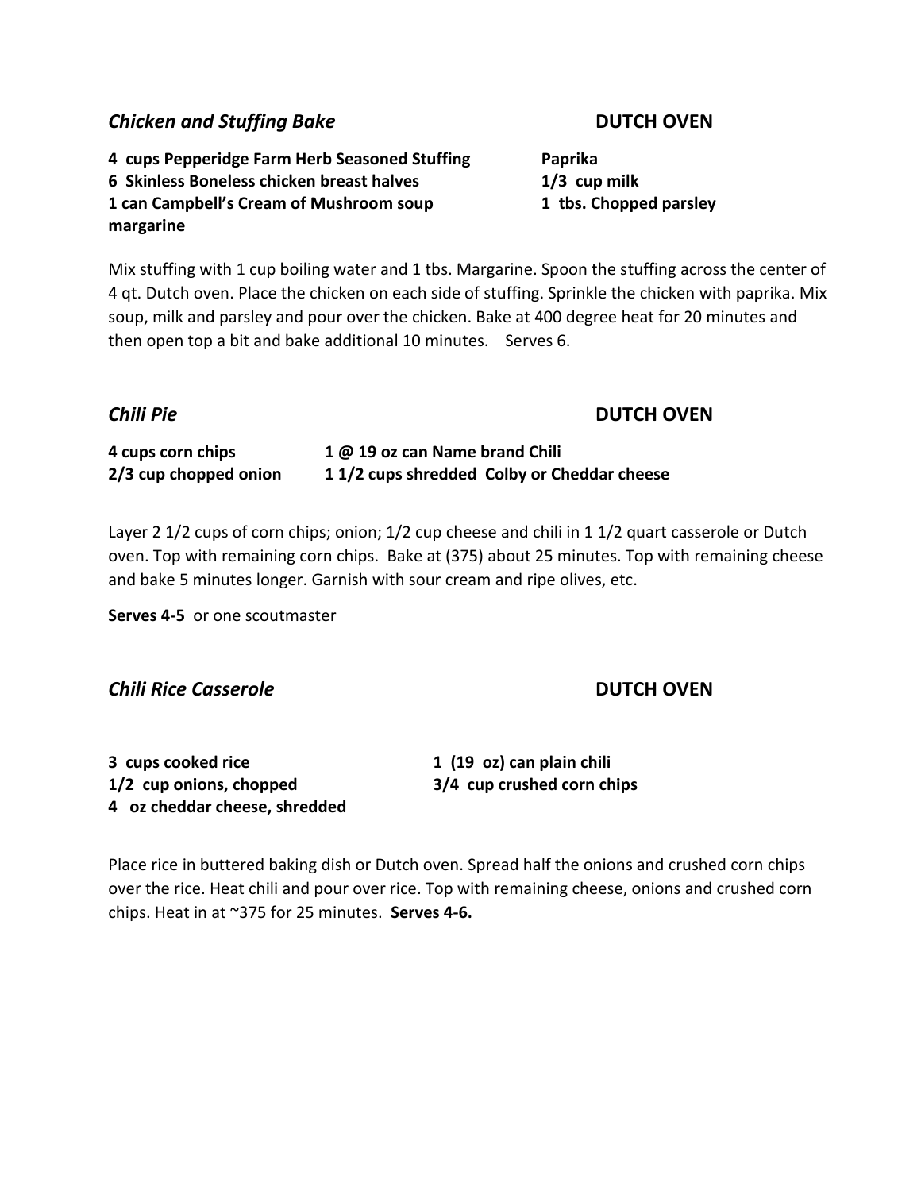## *Chicken and Stuffing Bake* **DUTCH OVEN**

**4 cups Pepperidge Farm Herb Seasoned Stuffing**
**6 Skinless Boneless chicken breast halves**
**1 can Campbell's Cream of Mushroom soup**
**margarine**
**Paprika**
**1/3 cup milk**
**1 tbs. Chopped parsley**

Mix stuffing with 1 cup boiling water and 1 tbs. Margarine. Spoon the stuffing across the center of 4 qt. Dutch oven. Place the chicken on each side of stuffing. Sprinkle the chicken with paprika. Mix soup, milk and parsley and pour over the chicken. Bake at 400 degree heat for 20 minutes and then open top a bit and bake additional 10 minutes. Serves 6.

## *Chili Pie* **DUTCH OVEN**

**4 cups corn chips**
**2/3 cup chopped onion**
**1 @ 19 oz can Name brand Chili**
**1 1/2 cups shredded Colby or Cheddar cheese**

Layer 2 1/2 cups of corn chips; onion; 1/2 cup cheese and chili in 1 1/2 quart casserole or Dutch oven. Top with remaining corn chips. Bake at (375) about 25 minutes. Top with remaining cheese and bake 5 minutes longer. Garnish with sour cream and ripe olives, etc.

**Serves 4-5** or one scoutmaster

## *Chili Rice Casserole* **DUTCH OVEN**

**3 cups cooked rice**
**1/2 cup onions, chopped**
**4 oz cheddar cheese, shredded**
**1 (19 oz) can plain chili**
**3/4 cup crushed corn chips**

Place rice in buttered baking dish or Dutch oven. Spread half the onions and crushed corn chips over the rice. Heat chili and pour over rice. Top with remaining cheese, onions and crushed corn chips. Heat in at ~375 for 25 minutes. **Serves 4-6.**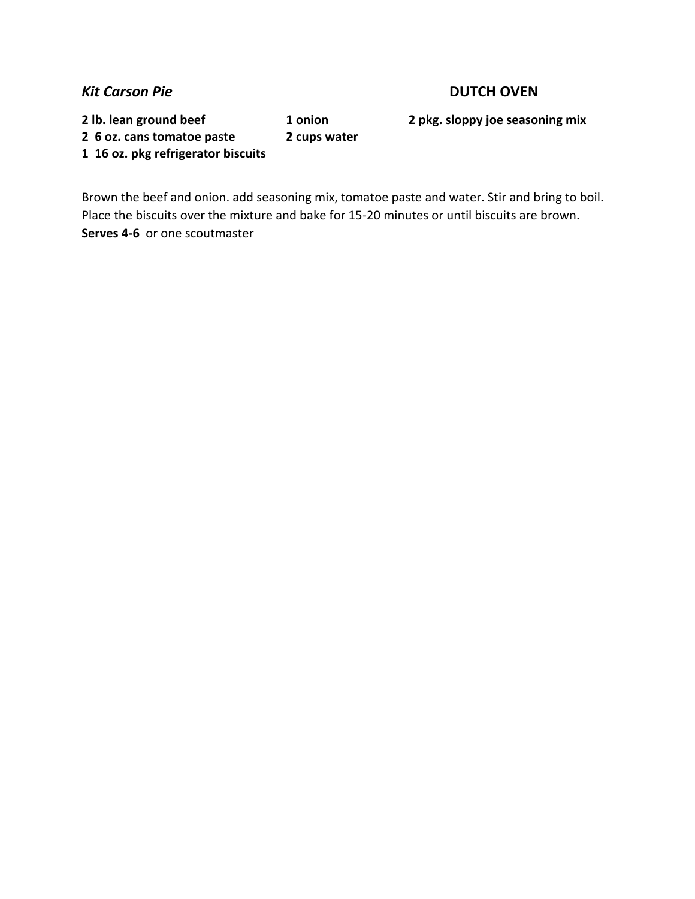### *Kit Carson Pie* DUTCH OVEN

**2 lb. lean ground beef**
**1 onion**
**2 pkg. sloppy joe seasoning mix**
**2 6 oz. cans tomatoe paste**
**2 cups water**
**1 16 oz. pkg refrigerator biscuits**

Brown the beef and onion. add seasoning mix, tomatoe paste and water. Stir and bring to boil. Place the biscuits over the mixture and bake for 15-20 minutes or until biscuits are brown.
**Serves 4-6** or one scoutmaster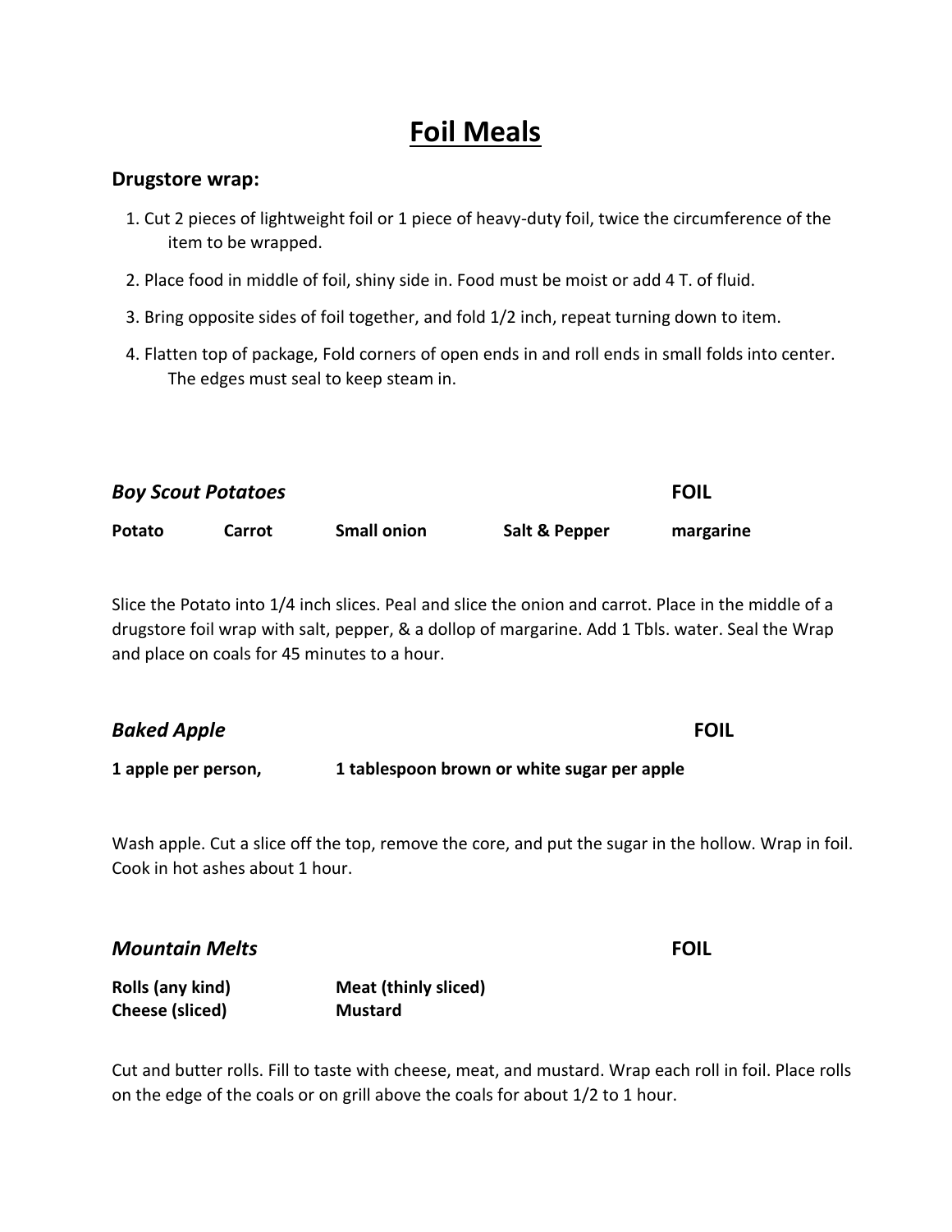# Foil Meals

### Drugstore wrap:

1. Cut 2 pieces of lightweight foil or 1 piece of heavy-duty foil, twice the circumference of the item to be wrapped.
2. Place food in middle of foil, shiny side in. Food must be moist or add 4 T. of fluid.
3. Bring opposite sides of foil together, and fold 1/2 inch, repeat turning down to item.
4. Flatten top of package, Fold corners of open ends in and roll ends in small folds into center. The edges must seal to keep steam in.

### *Boy Scout Potatoes* — FOIL

**Potato** **Carrot** **Small onion** **Salt & Pepper** **margarine**

Slice the Potato into 1/4 inch slices. Peal and slice the onion and carrot. Place in the middle of a drugstore foil wrap with salt, pepper, & a dollop of margarine. Add 1 Tbls. water. Seal the Wrap and place on coals for 45 minutes to a hour.

### *Baked Apple* — FOIL

**1 apple per person,** **1 tablespoon brown or white sugar per apple**

Wash apple. Cut a slice off the top, remove the core, and put the sugar in the hollow. Wrap in foil. Cook in hot ashes about 1 hour.

### *Mountain Melts* — FOIL

**Rolls (any kind)** **Meat (thinly sliced)**
**Cheese (sliced)** **Mustard**

Cut and butter rolls. Fill to taste with cheese, meat, and mustard. Wrap each roll in foil. Place rolls on the edge of the coals or on grill above the coals for about 1/2 to 1 hour.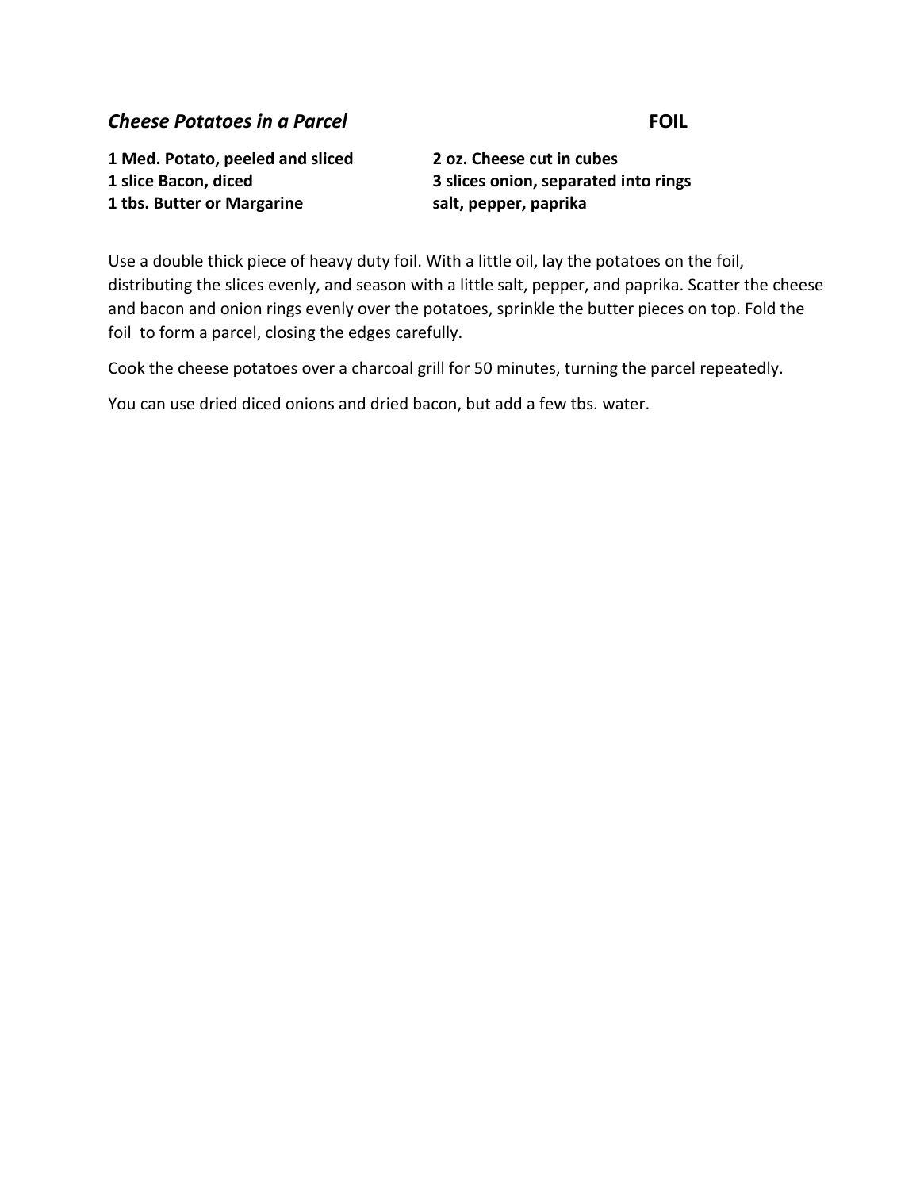## *Cheese Potatoes in a Parcel* **FOIL**

**1 Med. Potato, peeled and sliced**
**1 slice Bacon, diced**
**1 tbs. Butter or Margarine**
**2 oz. Cheese cut in cubes**
**3 slices onion, separated into rings**
**salt, pepper, paprika**

Use a double thick piece of heavy duty foil. With a little oil, lay the potatoes on the foil, distributing the slices evenly, and season with a little salt, pepper, and paprika. Scatter the cheese and bacon and onion rings evenly over the potatoes, sprinkle the butter pieces on top. Fold the foil to form a parcel, closing the edges carefully.

Cook the cheese potatoes over a charcoal grill for 50 minutes, turning the parcel repeatedly.

You can use dried diced onions and dried bacon, but add a few tbs. water.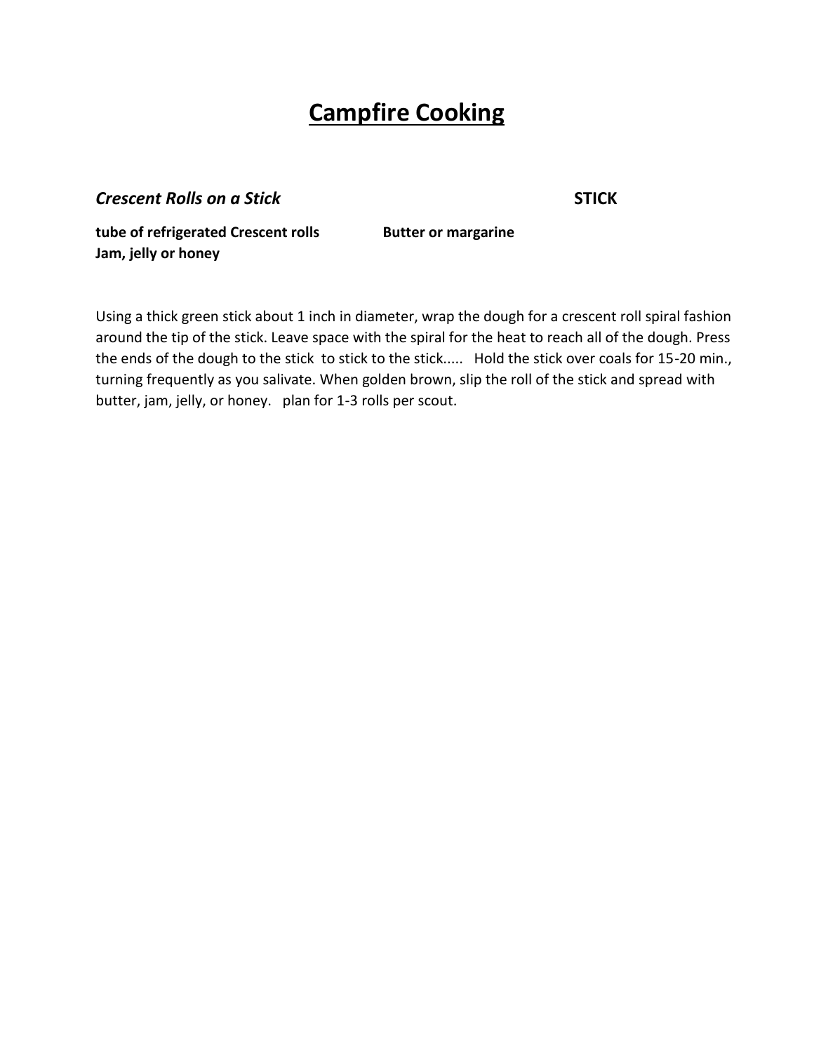# Campfire Cooking

***Crescent Rolls on a Stick*** **STICK**

**tube of refrigerated Crescent rolls** **Butter or margarine**
**Jam, jelly or honey**

Using a thick green stick about 1 inch in diameter, wrap the dough for a crescent roll spiral fashion around the tip of the stick. Leave space with the spiral for the heat to reach all of the dough. Press the ends of the dough to the stick to stick to the stick..... Hold the stick over coals for 15-20 min., turning frequently as you salivate. When golden brown, slip the roll of the stick and spread with butter, jam, jelly, or honey. plan for 1-3 rolls per scout.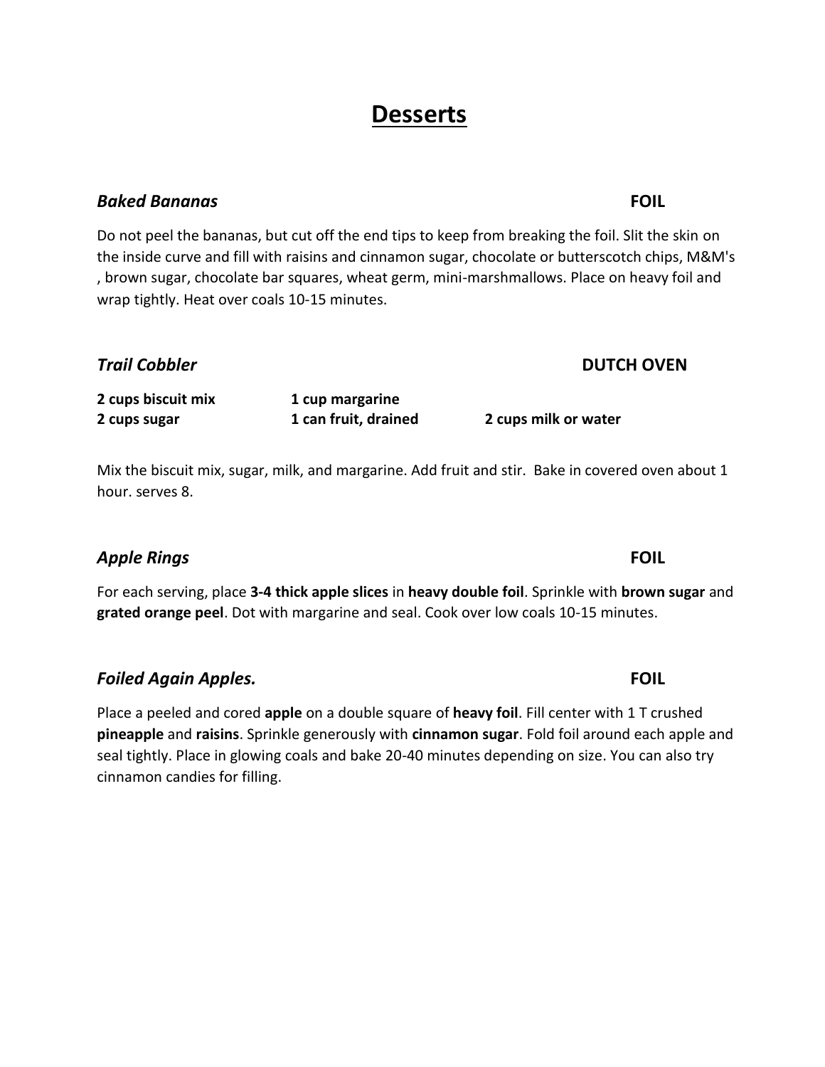# Desserts

### *Baked Bananas* — FOIL

Do not peel the bananas, but cut off the end tips to keep from breaking the foil. Slit the skin on the inside curve and fill with raisins and cinnamon sugar, chocolate or butterscotch chips, M&M's , brown sugar, chocolate bar squares, wheat germ, mini-marshmallows. Place on heavy foil and wrap tightly. Heat over coals 10-15 minutes.

### *Trail Cobbler* — DUTCH OVEN

**2 cups biscuit mix**  
**2 cups sugar**  
**1 cup margarine**  
**1 can fruit, drained**  
**2 cups milk or water**

Mix the biscuit mix, sugar, milk, and margarine. Add fruit and stir. Bake in covered oven about 1 hour. serves 8.

### *Apple Rings* — FOIL

For each serving, place **3-4 thick apple slices** in **heavy double foil**. Sprinkle with **brown sugar** and **grated orange peel**. Dot with margarine and seal. Cook over low coals 10-15 minutes.

### *Foiled Again Apples.* — FOIL

Place a peeled and cored **apple** on a double square of **heavy foil**. Fill center with 1 T crushed **pineapple** and **raisins**. Sprinkle generously with **cinnamon sugar**. Fold foil around each apple and seal tightly. Place in glowing coals and bake 20-40 minutes depending on size. You can also try cinnamon candies for filling.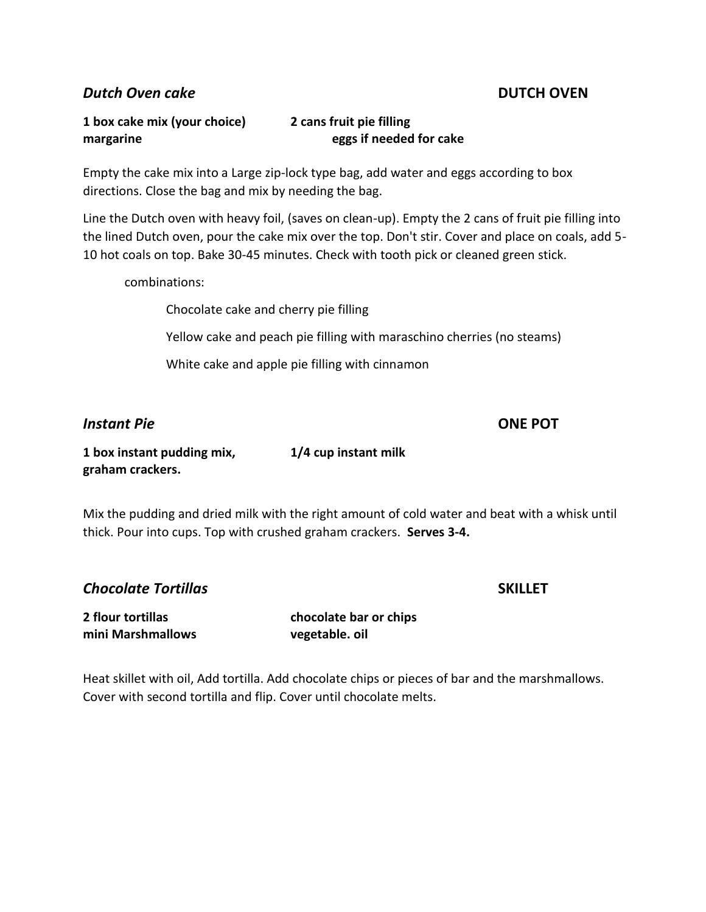### *Dutch Oven cake* — DUTCH OVEN

**1 box cake mix (your choice)**
**2 cans fruit pie filling**
**margarine**
**eggs if needed for cake**

Empty the cake mix into a Large zip-lock type bag, add water and eggs according to box directions. Close the bag and mix by needing the bag.

Line the Dutch oven with heavy foil, (saves on clean-up). Empty the 2 cans of fruit pie filling into the lined Dutch oven, pour the cake mix over the top. Don't stir. Cover and place on coals, add 5-10 hot coals on top. Bake 30-45 minutes. Check with tooth pick or cleaned green stick.

combinations:

- Chocolate cake and cherry pie filling
- Yellow cake and peach pie filling with maraschino cherries (no steams)
- White cake and apple pie filling with cinnamon

### *Instant Pie* — ONE POT

**1 box instant pudding mix,**
**1/4 cup instant milk**
**graham crackers.**

Mix the pudding and dried milk with the right amount of cold water and beat with a whisk until thick. Pour into cups. Top with crushed graham crackers. **Serves 3-4.**

### *Chocolate Tortillas* — SKILLET

**2 flour tortillas**
**chocolate bar or chips**
**mini Marshmallows**
**vegetable. oil**

Heat skillet with oil, Add tortilla. Add chocolate chips or pieces of bar and the marshmallows. Cover with second tortilla and flip. Cover until chocolate melts.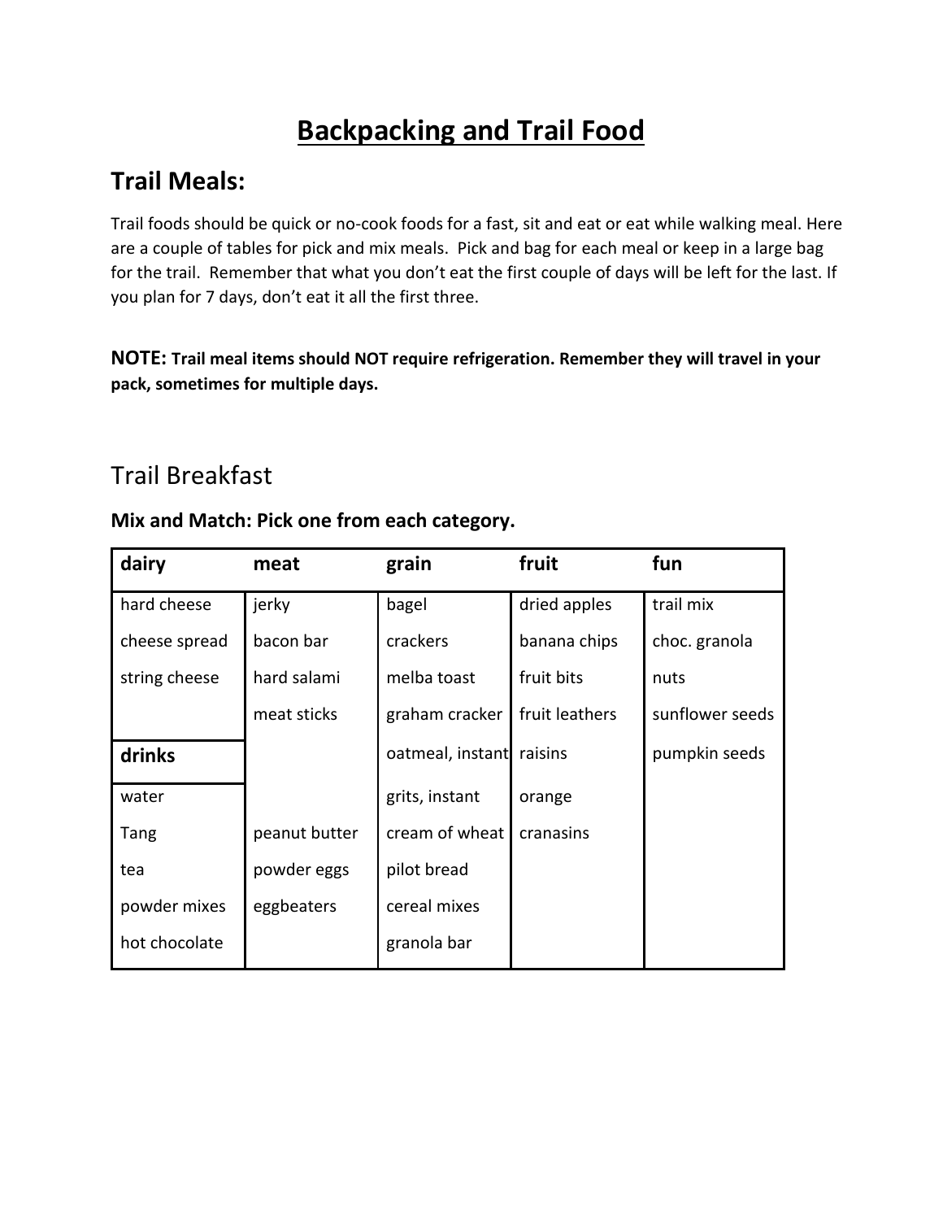# Backpacking and Trail Food

## Trail Meals:

Trail foods should be quick or no-cook foods for a fast, sit and eat or eat while walking meal. Here are a couple of tables for pick and mix meals. Pick and bag for each meal or keep in a large bag for the trail. Remember that what you don't eat the first couple of days will be left for the last. If you plan for 7 days, don't eat it all the first three.

**NOTE: Trail meal items should NOT require refrigeration. Remember they will travel in your pack, sometimes for multiple days.**

## Trail Breakfast

**Mix and Match: Pick one from each category.**

| dairy | meat | grain | fruit | fun |
|---|---|---|---|---|
| hard cheese | jerky | bagel | dried apples | trail mix |
| cheese spread | bacon bar | crackers | banana chips | choc. granola |
| string cheese | hard salami | melba toast | fruit bits | nuts |
| | meat sticks | graham cracker | fruit leathers | sunflower seeds |
| **drinks** | | oatmeal, instant | raisins | pumpkin seeds |
| water | | grits, instant | orange | |
| Tang | peanut butter | cream of wheat | cranasins | |
| tea | powder eggs | pilot bread | | |
| powder mixes | eggbeaters | cereal mixes | | |
| hot chocolate | | granola bar | | |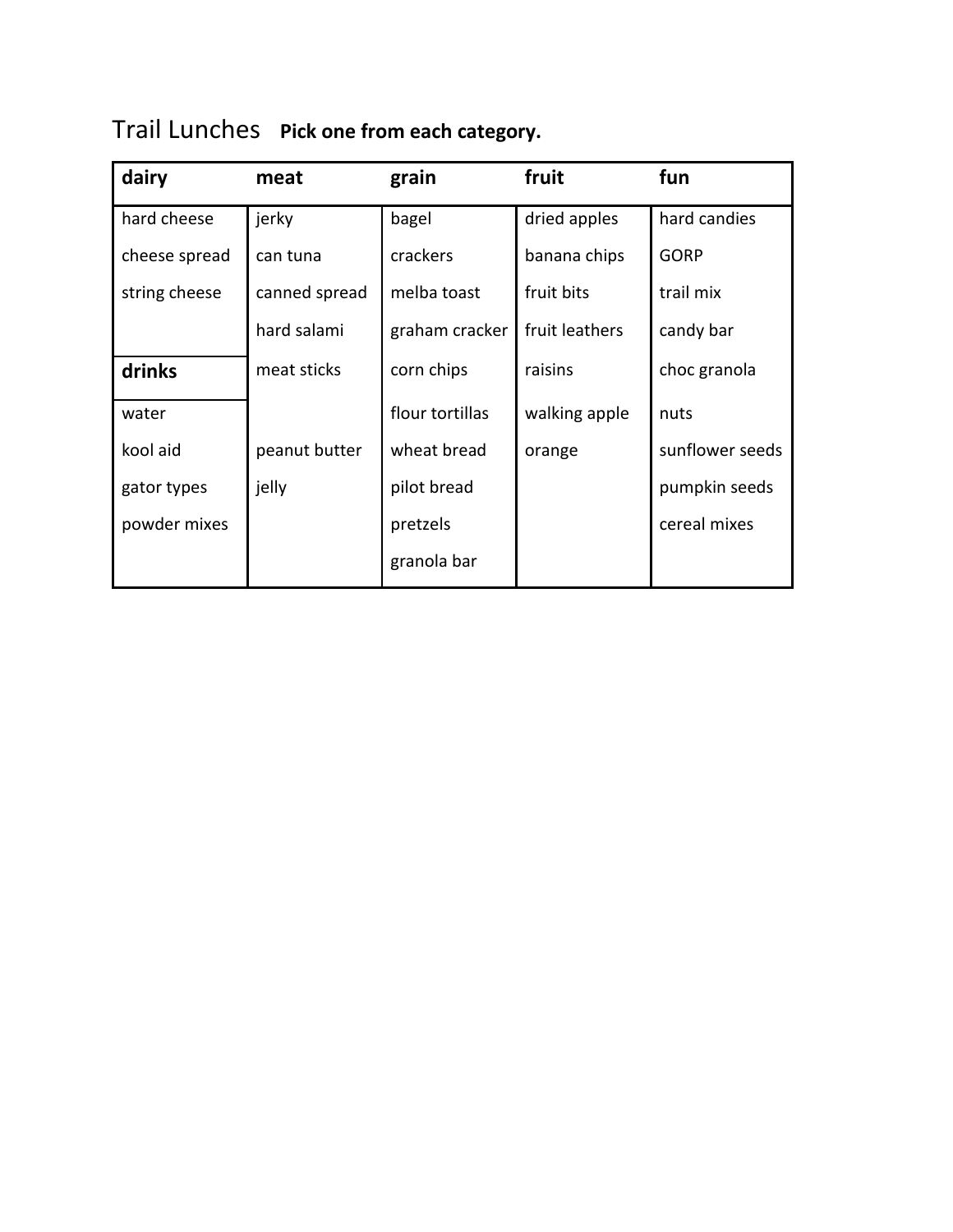# Trail Lunches **Pick one from each category.**

| dairy | meat | grain | fruit | fun |
|---|---|---|---|---|
| hard cheese | jerky | bagel | dried apples | hard candies |
| cheese spread | can tuna | crackers | banana chips | GORP |
| string cheese | canned spread | melba toast | fruit bits | trail mix |
| | hard salami | graham cracker | fruit leathers | candy bar |
| **drinks** | meat sticks | corn chips | raisins | choc granola |
| water | | flour tortillas | walking apple | nuts |
| kool aid | peanut butter | wheat bread | orange | sunflower seeds |
| gator types | jelly | pilot bread | | pumpkin seeds |
| powder mixes | | pretzels | | cereal mixes |
| | | granola bar | | |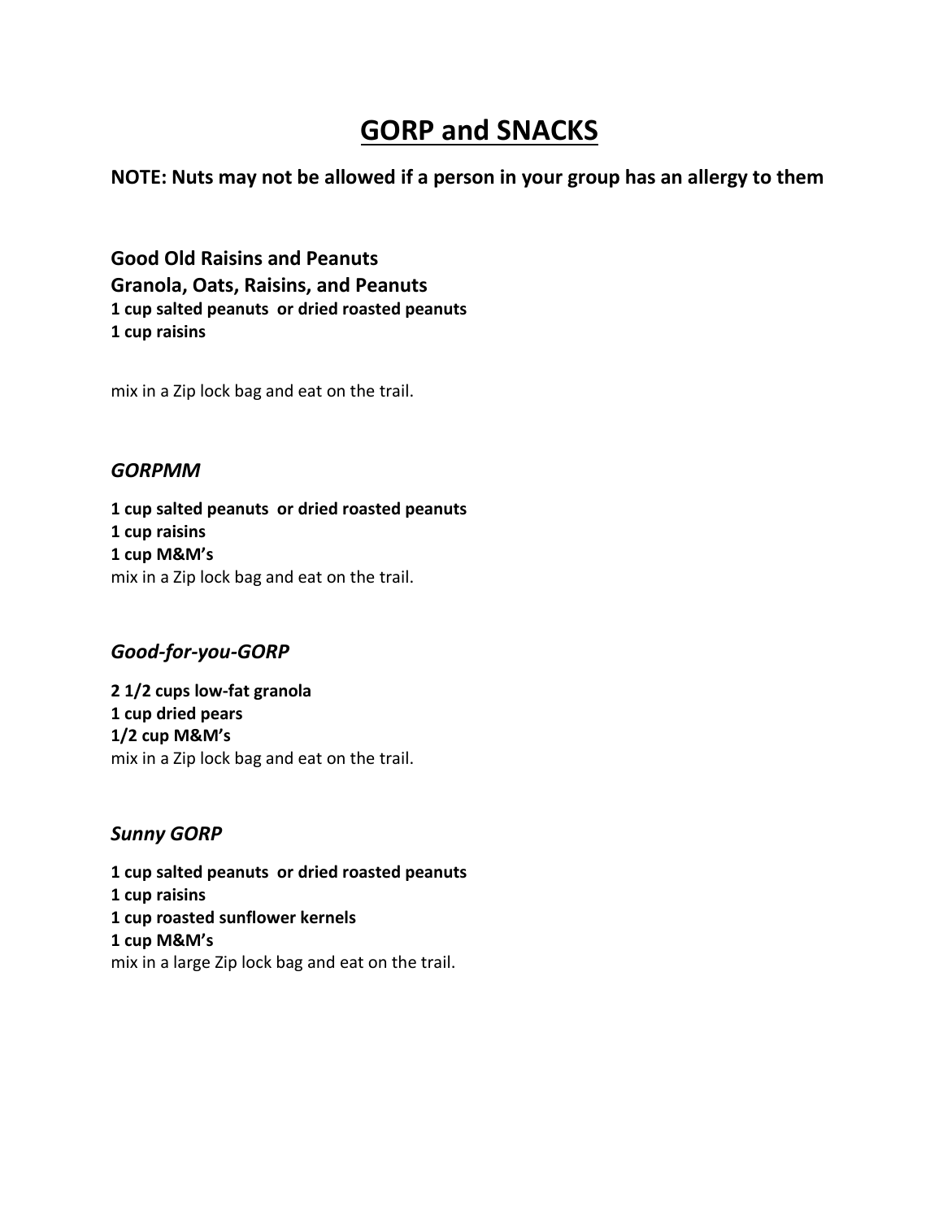# GORP and SNACKS

**NOTE: Nuts may not be allowed if a person in your group has an allergy to them**

**Good Old Raisins and Peanuts**
**Granola, Oats, Raisins, and Peanuts**
**1 cup salted peanuts  or dried roasted peanuts**
**1 cup raisins**

mix in a Zip lock bag and eat on the trail.

### *GORPMM*

**1 cup salted peanuts  or dried roasted peanuts**
**1 cup raisins**
**1 cup M&M's**
mix in a Zip lock bag and eat on the trail.

### *Good-for-you-GORP*

**2 1/2 cups low-fat granola**
**1 cup dried pears**
**1/2 cup M&M's**
mix in a Zip lock bag and eat on the trail.

### *Sunny GORP*

**1 cup salted peanuts  or dried roasted peanuts**
**1 cup raisins**
**1 cup roasted sunflower kernels**
**1 cup M&M's**
mix in a large Zip lock bag and eat on the trail.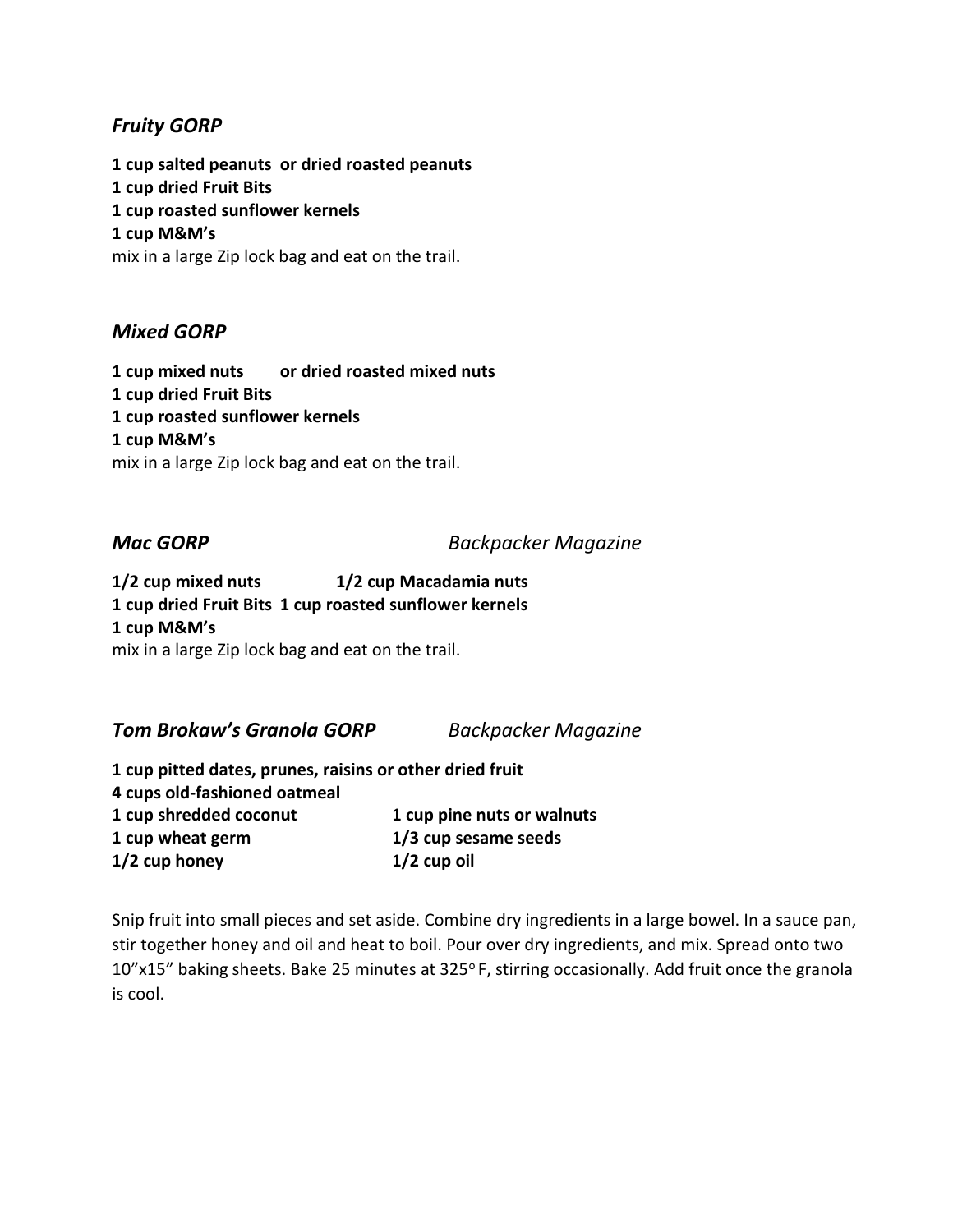### *Fruity GORP*

**1 cup salted peanuts or dried roasted peanuts**
**1 cup dried Fruit Bits**
**1 cup roasted sunflower kernels**
**1 cup M&M's**
mix in a large Zip lock bag and eat on the trail.

### *Mixed GORP*

**1 cup mixed nuts or dried roasted mixed nuts**
**1 cup dried Fruit Bits**
**1 cup roasted sunflower kernels**
**1 cup M&M's**
mix in a large Zip lock bag and eat on the trail.

### *Mac GORP* — *Backpacker Magazine*

**1/2 cup mixed nuts 1/2 cup Macadamia nuts**
**1 cup dried Fruit Bits 1 cup roasted sunflower kernels**
**1 cup M&M's**
mix in a large Zip lock bag and eat on the trail.

### *Tom Brokaw's Granola GORP* — *Backpacker Magazine*

**1 cup pitted dates, prunes, raisins or other dried fruit**
**4 cups old-fashioned oatmeal**
**1 cup shredded coconut** — **1 cup pine nuts or walnuts**
**1 cup wheat germ** — **1/3 cup sesame seeds**
**1/2 cup honey** — **1/2 cup oil**

Snip fruit into small pieces and set aside. Combine dry ingredients in a large bowel. In a sauce pan, stir together honey and oil and heat to boil. Pour over dry ingredients, and mix. Spread onto two 10"x15" baking sheets. Bake 25 minutes at 325°F, stirring occasionally. Add fruit once the granola is cool.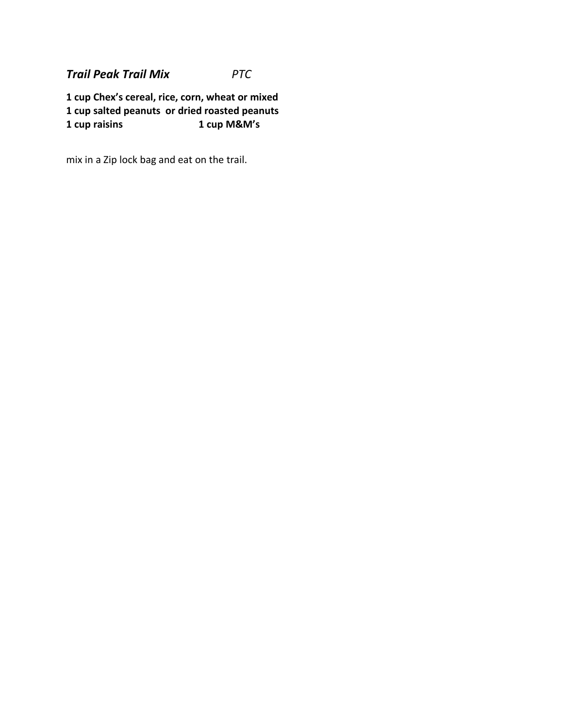***Trail Peak Trail Mix*** *PTC*

**1 cup Chex's cereal, rice, corn, wheat or mixed**
**1 cup salted peanuts or dried roasted peanuts**
**1 cup raisins 1 cup M&M's**

mix in a Zip lock bag and eat on the trail.